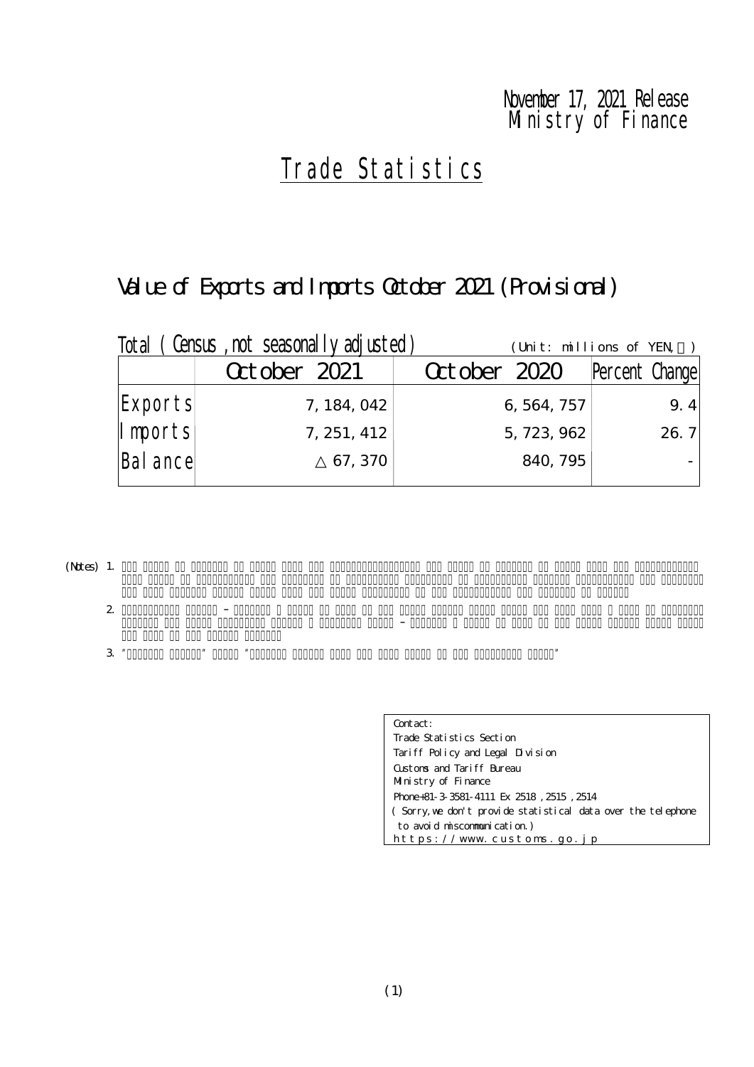November 17, 2021 Release
Ministry of Finance

# Trade Statistics

## Value of Exports and Imports October 2021 (Provisional)

Total ( Census , not seasonally adjusted)  (Unit: millions of YEN, ％)

| | October 2021 | October 2020 | Percent Change |
|---|---|---|---|
| Exports | 7, 184, 042 | 6, 564, 757 | 9. 4 |
| Imports | 7, 251, 412 | 5, 723, 962 | 26. 7 |
| Balance | △ 67, 370 | 840, 795 | - |

(Notes) 1.

2.

3. " "

Contact:
Trade Statistics Section
Tariff Policy and Legal Division
Customs and Tariff Bureau
Ministry of Finance
Phone+81-3-3581-4111 Ex 2518 , 2515 , 2514
( Sorry, we don't provide statistical data over the telephone to avoid miscommunication.)
https://www.customs.go.jp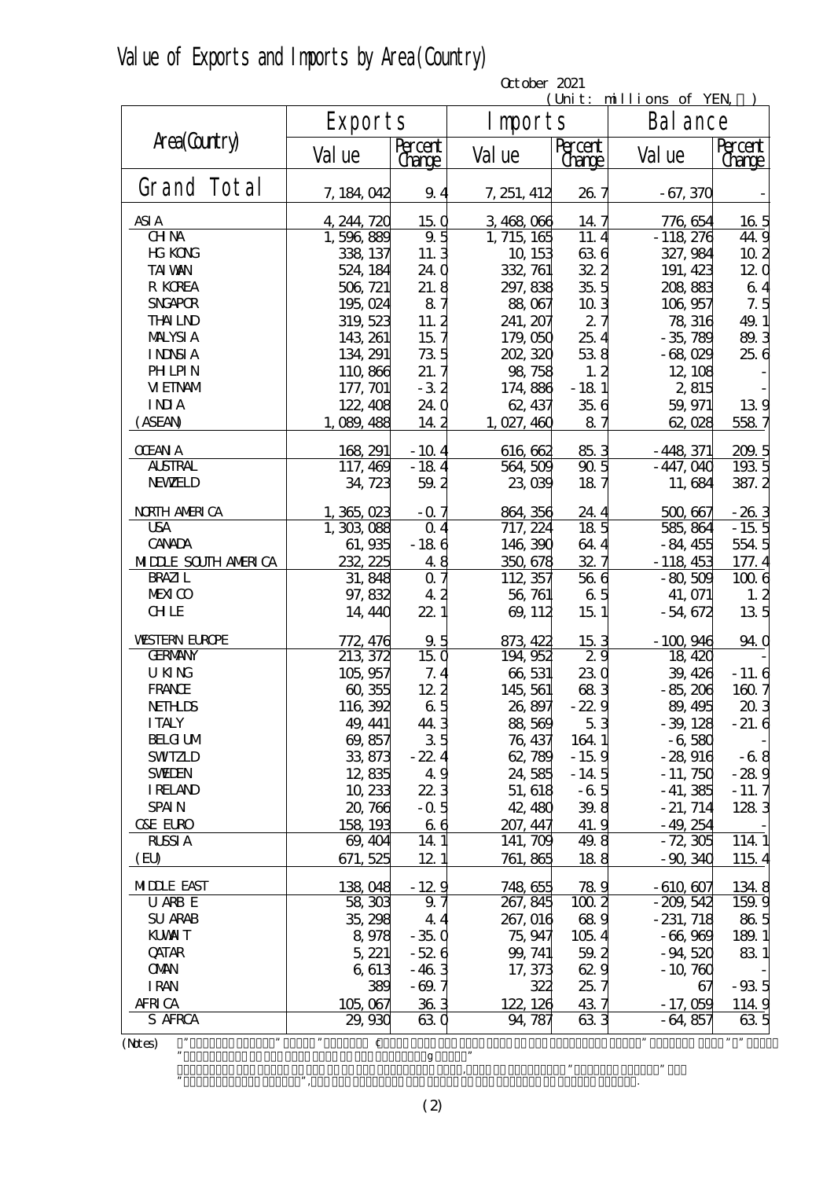# Value of Exports and Imports by Area(Country)

October 2021

(Unit: millions of YEN, ％)

| Area(Country) | Exports | | Imports | | Balance | |
|---|---|---|---|---|---|---|
| | Value | Percent Change | Value | Percent Change | Value | Percent Change |
| Grand Total | 7,184,042 | 9.4 | 7,251,412 | 26.7 | -67,370 | - |
| ASIA | 4,244,720 | 15.0 | 3,468,066 | 14.7 | 776,654 | 16.5 |
| CHINA | 1,596,889 | 9.5 | 1,715,165 | 11.4 | -118,276 | 44.9 |
| HG KONG | 338,137 | 11.3 | 10,153 | 63.6 | 327,984 | 10.2 |
| TAIWAN | 524,184 | 24.0 | 332,761 | 32.2 | 191,423 | 12.0 |
| R KOREA | 506,721 | 21.8 | 297,838 | 35.5 | 208,883 | 6.4 |
| SNGAPOR | 195,024 | 8.7 | 88,067 | 10.3 | 106,957 | 7.5 |
| THAILND | 319,523 | 11.2 | 241,207 | 2.7 | 78,316 | 49.1 |
| MALYSIA | 143,261 | 15.7 | 179,050 | 25.4 | -35,789 | 89.3 |
| INDNSIA | 134,291 | 73.5 | 202,320 | 53.8 | -68,029 | 25.6 |
| PHLPIN | 110,866 | 21.7 | 98,758 | 1.2 | 12,108 | - |
| VIETNAM | 177,701 | -3.2 | 174,886 | -18.1 | 2,815 | - |
| INDIA | 122,408 | 24.0 | 62,437 | 35.6 | 59,971 | 13.9 |
| (ASEAN) | 1,089,488 | 14.2 | 1,027,460 | 8.7 | 62,028 | 558.7 |
| OCEANIA | 168,291 | -10.4 | 616,662 | 85.3 | -448,371 | 209.5 |
| AUSTRAL | 117,469 | -18.4 | 564,509 | 90.5 | -447,040 | 193.5 |
| NEWZELD | 34,723 | 59.2 | 23,039 | 18.7 | 11,684 | 387.2 |
| NORTH AMERICA | 1,365,023 | -0.7 | 864,356 | 24.4 | 500,667 | -26.3 |
| USA | 1,303,088 | 0.4 | 717,224 | 18.5 | 585,864 | -15.5 |
| CANADA | 61,935 | -18.6 | 146,390 | 64.4 | -84,455 | 554.5 |
| MIDDLE SOUTH AMERICA | 232,225 | 4.8 | 350,678 | 32.7 | -118,453 | 177.4 |
| BRAZIL | 31,848 | 0.7 | 112,357 | 56.6 | -80,509 | 100.6 |
| MEXICO | 97,832 | 4.2 | 56,761 | 6.5 | 41,071 | 1.2 |
| CHILE | 14,440 | 22.1 | 69,112 | 15.1 | -54,672 | 13.5 |
| WESTERN EUROPE | 772,476 | 9.5 | 873,422 | 15.3 | -100,946 | 94.0 |
| GERMANY | 213,372 | 15.0 | 194,952 | 2.9 | 18,420 | - |
| U KING | 105,957 | 7.4 | 66,531 | 23.0 | 39,426 | -11.6 |
| FRANCE | 60,355 | 12.2 | 145,561 | 68.3 | -85,206 | 160.7 |
| NETHLDS | 116,392 | 6.5 | 26,897 | -22.9 | 89,495 | 20.3 |
| ITALY | 49,441 | 44.3 | 88,569 | 5.3 | -39,128 | -21.6 |
| BELGIUM | 69,857 | 3.5 | 76,437 | 164.1 | -6,580 | - |
| SWITZLD | 33,873 | -22.4 | 62,789 | -15.9 | -28,916 | -6.8 |
| SWEDEN | 12,835 | 4.9 | 24,585 | -14.5 | -11,750 | -28.9 |
| IRELAND | 10,233 | 22.3 | 51,618 | -6.5 | -41,385 | -11.7 |
| SPAIN | 20,766 | -0.5 | 42,480 | 39.8 | -21,714 | 128.3 |
| C&E EURO | 158,193 | 6.6 | 207,447 | 41.9 | -49,254 | - |
| RUSSIA | 69,404 | 14.1 | 141,709 | 49.8 | -72,305 | 114.1 |
| (EU) | 671,525 | 12.1 | 761,865 | 18.8 | -90,340 | 115.4 |
| MIDDLE EAST | 138,048 | -12.9 | 748,655 | 78.9 | -610,607 | 134.8 |
| U ARB E | 58,303 | 9.7 | 267,845 | 100.2 | -209,542 | 159.9 |
| SU ARAB | 35,298 | 4.4 | 267,016 | 68.9 | -231,718 | 86.5 |
| KUWAIT | 8,978 | -35.0 | 75,947 | 105.4 | -66,969 | 189.1 |
| QATAR | 5,221 | -52.6 | 99,741 | 59.2 | -94,520 | 83.1 |
| OMAN | 6,613 | -46.3 | 17,373 | 62.9 | -10,760 | - |
| IRAN | 389 | -69.7 | 322 | 25.7 | 67 | -93.5 |
| AFRICA | 105,067 | 36.3 | 122,126 | 43.7 | -17,059 | 114.9 |
| S AFRCA | 29,930 | 63.0 | 94,787 | 63.3 | -64,857 | 63.5 |

(Notes)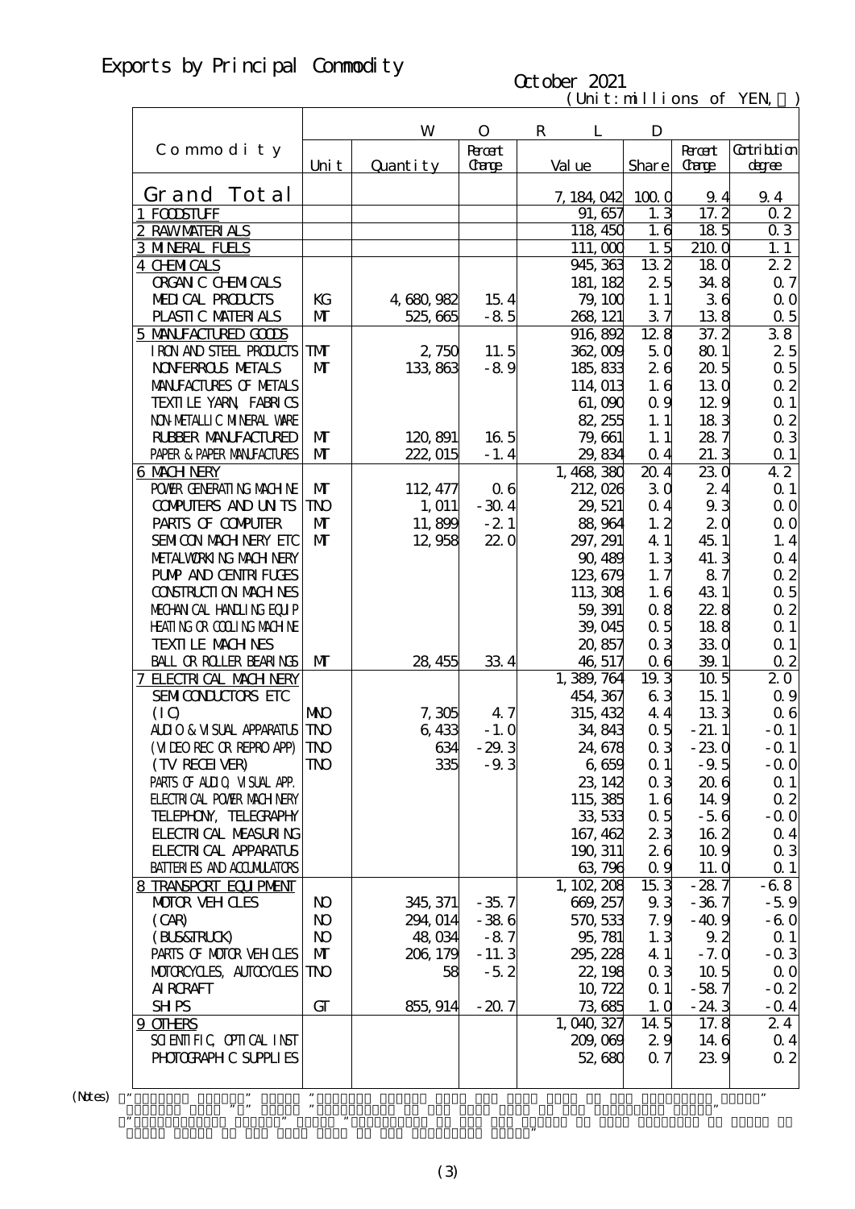# Exports by Principal Commodity

October 2021

(Unit: millions of YEN, ％)

| Commodity | WORLD | | | | | | |
|---|---|---|---|---|---|---|---|
| | Unit | Quantity | Percent Change | Value | Share | Percent Change | Contribution degree |
| Grand Total | | | | 7,184,042 | 100.0 | 9.4 | 9.4 |
| 1 FOODSTUFF | | | | 91,657 | 1.3 | 17.2 | 0.2 |
| 2 RAW MATERIALS | | | | 118,450 | 1.6 | 18.5 | 0.3 |
| 3 MINERAL FUELS | | | | 111,000 | 1.5 | 210.0 | 1.1 |
| 4 CHEMICALS | | | | 945,363 | 13.2 | 18.0 | 2.2 |
| ORGANIC CHEMICALS | | | | 181,182 | 2.5 | 34.8 | 0.7 |
| MEDICAL PRODUCTS | KG | 4,680,982 | 15.4 | 79,100 | 1.1 | 3.6 | 0.0 |
| PLASTIC MATERIALS | MT | 525,665 | -8.5 | 268,121 | 3.7 | 13.8 | 0.5 |
| 5 MANUFACTURED GOODS | | | | 916,892 | 12.8 | 37.2 | 3.8 |
| IRON AND STEEL PRODUCTS | TMT | 2,750 | 11.5 | 362,009 | 5.0 | 80.1 | 2.5 |
| NONFERROUS METALS | MT | 133,863 | -8.9 | 185,833 | 2.6 | 20.5 | 0.5 |
| MANUFACTURES OF METALS | | | | 114,013 | 1.6 | 13.0 | 0.2 |
| TEXTILE YARN, FABRICS | | | | 61,090 | 0.9 | 12.9 | 0.1 |
| NON-METALLIC MINERAL WARE | | | | 82,255 | 1.1 | 18.3 | 0.2 |
| RUBBER MANUFACTURED | MT | 120,891 | 16.5 | 79,661 | 1.1 | 28.7 | 0.3 |
| PAPER & PAPER MANUFACTURES | MT | 222,015 | -1.4 | 29,834 | 0.4 | 21.3 | 0.1 |
| 6 MACHINERY | | | | 1,468,380 | 20.4 | 23.0 | 4.2 |
| POWER GENERATING MACHINE | MT | 112,477 | 0.6 | 212,026 | 3.0 | 2.4 | 0.1 |
| COMPUTERS AND UNITS | TNO | 1,011 | -30.4 | 29,521 | 0.4 | 9.3 | 0.0 |
| PARTS OF COMPUTER | MT | 11,899 | -2.1 | 88,964 | 1.2 | 2.0 | 0.0 |
| SEMICON MACHINERY ETC | MT | 12,958 | 22.0 | 297,291 | 4.1 | 45.1 | 1.4 |
| METALWORKING MACHINERY | | | | 90,489 | 1.3 | 41.3 | 0.4 |
| PUMP AND CENTRIFUGES | | | | 123,679 | 1.7 | 8.7 | 0.2 |
| CONSTRUCTION MACHINES | | | | 113,308 | 1.6 | 43.1 | 0.5 |
| MECHANICAL HANDLING EQUIP | | | | 59,391 | 0.8 | 22.8 | 0.2 |
| HEATING OR COOLING MACHINE | | | | 39,045 | 0.5 | 18.8 | 0.1 |
| TEXTILE MACHINES | | | | 20,857 | 0.3 | 33.0 | 0.1 |
| BALL OR ROLLER BEARINGS | MT | 28,455 | 33.4 | 46,517 | 0.6 | 39.1 | 0.2 |
| 7 ELECTRICAL MACHINERY | | | | 1,389,764 | 19.3 | 10.5 | 2.0 |
| SEMICONDUCTORS ETC | | | | 454,367 | 6.3 | 15.1 | 0.9 |
| (IC) | MNO | 7,305 | 4.7 | 315,432 | 4.4 | 13.3 | 0.6 |
| AUDIO & VISUAL APPARATUS | TNO | 6,433 | -1.0 | 34,843 | 0.5 | -21.1 | -0.1 |
| (VIDEO REC OR REPRO APP) | TNO | 634 | -29.3 | 24,678 | 0.3 | -23.0 | -0.1 |
| (TV RECEIVER) | TNO | 335 | -9.3 | 6,659 | 0.1 | -9.5 | -0.0 |
| PARTS OF AUDIO, VISUAL APP. | | | | 23,142 | 0.3 | 20.6 | 0.1 |
| ELECTRICAL POWER MACHINERY | | | | 115,385 | 1.6 | 14.9 | 0.2 |
| TELEPHONY, TELEGRAPHY | | | | 33,533 | 0.5 | -5.6 | -0.0 |
| ELECTRICAL MEASURING | | | | 167,462 | 2.3 | 16.2 | 0.4 |
| ELECTRICAL APPARATUS | | | | 190,311 | 2.6 | 10.9 | 0.3 |
| BATTERIES AND ACCUMULATORS | | | | 63,796 | 0.9 | 11.0 | 0.1 |
| 8 TRANSPORT EQUIPMENT | | | | 1,102,208 | 15.3 | -28.7 | -6.8 |
| MOTOR VEHICLES | NO | 345,371 | -35.7 | 669,257 | 9.3 | -36.7 | -5.9 |
| (CAR) | NO | 294,014 | -38.6 | 570,533 | 7.9 | -40.9 | -6.0 |
| (BUS&TRUCK) | NO | 48,034 | -8.7 | 95,781 | 1.3 | 9.2 | 0.1 |
| PARTS OF MOTOR VEHICLES | MT | 206,179 | -11.3 | 295,228 | 4.1 | -7.0 | -0.3 |
| MOTORCYCLES, AUTOCYCLES | TNO | 58 | -5.2 | 22,198 | 0.3 | 10.5 | 0.0 |
| AIRCRAFT | | | | 10,722 | 0.1 | -58.7 | -0.2 |
| SHIPS | GT | 855,914 | -20.7 | 73,685 | 1.0 | -24.3 | -0.4 |
| 9 OTHERS | | | | 1,040,327 | 14.5 | 17.8 | 2.4 |
| SCIENTIFIC, OPTICAL INST | | | | 209,069 | 2.9 | 14.6 | 0.4 |
| PHOTOGRAPHIC SUPPLIES | | | | 52,680 | 0.7 | 23.9 | 0.2 |

(Notes) ・"Percent Change" means "percent change from the same period of the previous year." ・"Contribution degree" means "contribution of the item to the percent change of the total."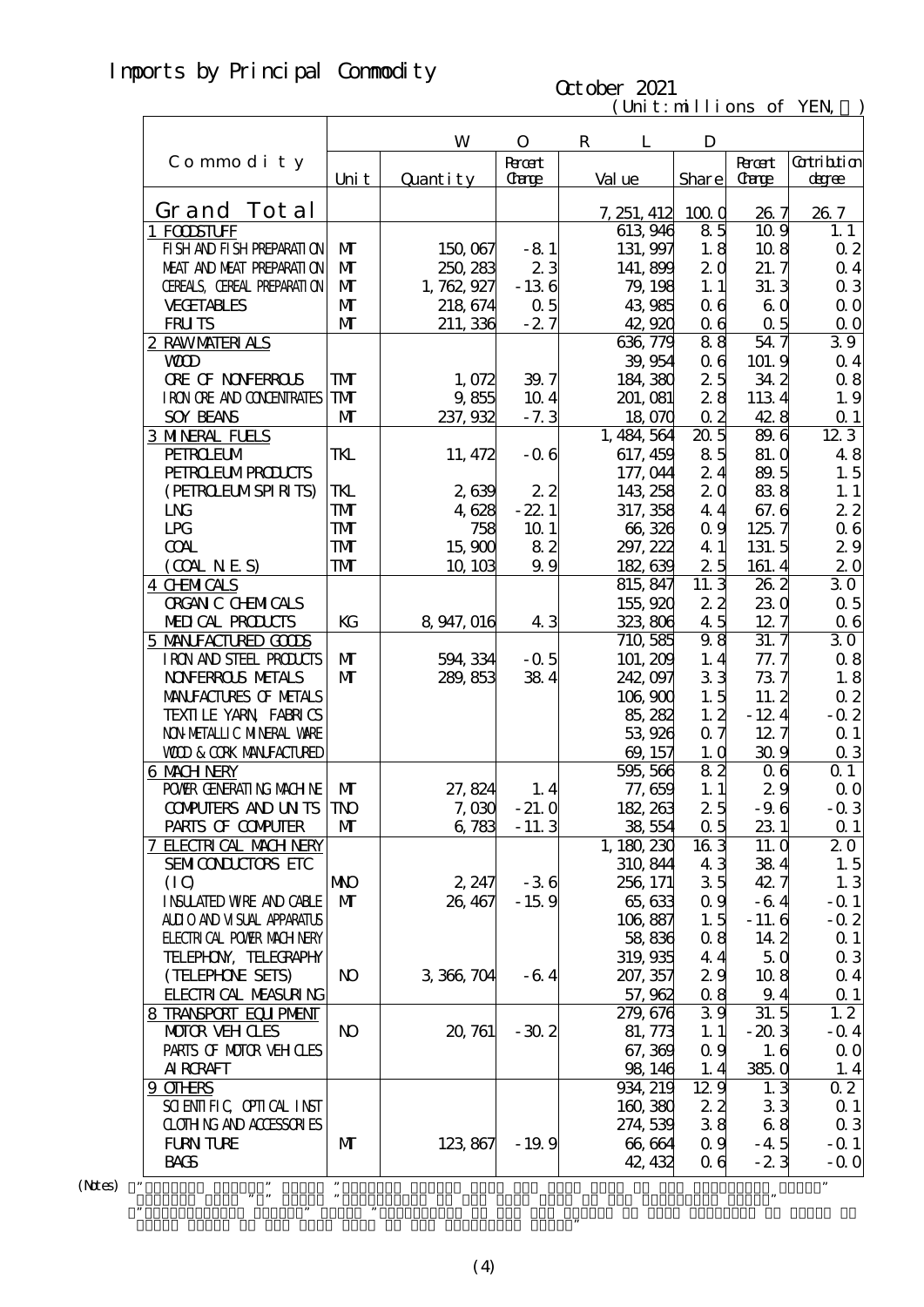# Imports by Principal Commodity

October 2021

(Unit:millions of YEN, ％)

| Commodity | WORLD | | | | | | |
|---|---|---|---|---|---|---|---|
| | Unit | Quantity | Percent Change | Value | Share | Percent Change | Contribution degree |
| **Grand Total** | | | | 7,251,412 | 100.0 | 26.7 | 26.7 |
| 1 FOODSTUFF | | | | 613,946 | 8.5 | 10.9 | 1.1 |
| FISH AND FISH PREPARATION | MT | 150,067 | -8.1 | 131,997 | 1.8 | 10.8 | 0.2 |
| MEAT AND MEAT PREPARATION | MT | 250,283 | 2.3 | 141,899 | 2.0 | 21.7 | 0.4 |
| CEREALS, CEREAL PREPARATION | MT | 1,762,927 | -13.6 | 79,198 | 1.1 | 31.3 | 0.3 |
| VEGETABLES | MT | 218,674 | 0.5 | 43,985 | 0.6 | 6.0 | 0.0 |
| FRUITS | MT | 211,336 | -2.7 | 42,920 | 0.6 | 0.5 | 0.0 |
| 2 RAW MATERIALS | | | | 636,779 | 8.8 | 54.7 | 3.9 |
| WOOD | | | | 39,954 | 0.6 | 101.9 | 0.4 |
| ORE OF NONFERROUS | TMT | 1,072 | 39.7 | 184,380 | 2.5 | 34.2 | 0.8 |
| IRON ORE AND CONCENTRATES | TMT | 9,855 | 10.4 | 201,081 | 2.8 | 113.4 | 1.9 |
| SOY BEANS | MT | 237,932 | -7.3 | 18,070 | 0.2 | 42.8 | 0.1 |
| 3 MINERAL FUELS | | | | 1,484,564 | 20.5 | 89.6 | 12.3 |
| PETROLEUM | TKL | 11,472 | -0.6 | 617,459 | 8.5 | 81.0 | 4.8 |
| PETROLEUM PRODUCTS | | | | 177,044 | 2.4 | 89.5 | 1.5 |
| (PETROLEUM SPIRITS) | TKL | 2,639 | 2.2 | 143,258 | 2.0 | 83.8 | 1.1 |
| LNG | TMT | 4,628 | -22.1 | 317,358 | 4.4 | 67.6 | 2.2 |
| LPG | TMT | 758 | 10.1 | 66,326 | 0.9 | 125.7 | 0.6 |
| COAL | TMT | 15,900 | 8.2 | 297,222 | 4.1 | 131.5 | 2.9 |
| (COAL N.E.S) | TMT | 10,103 | 9.9 | 182,639 | 2.5 | 161.4 | 2.0 |
| 4 CHEMICALS | | | | 815,847 | 11.3 | 26.2 | 3.0 |
| ORGANIC CHEMICALS | | | | 155,920 | 2.2 | 23.0 | 0.5 |
| MEDICAL PRODUCTS | KG | 8,947,016 | 4.3 | 323,806 | 4.5 | 12.7 | 0.6 |
| 5 MANUFACTURED GOODS | | | | 710,585 | 9.8 | 31.7 | 3.0 |
| IRON AND STEEL PRODUCTS | MT | 594,334 | -0.5 | 101,209 | 1.4 | 77.7 | 0.8 |
| NONFERROUS METALS | MT | 289,853 | 38.4 | 242,097 | 3.3 | 73.7 | 1.8 |
| MANUFACTURES OF METALS | | | | 106,900 | 1.5 | 11.2 | 0.2 |
| TEXTILE YARN, FABRICS | | | | 85,282 | 1.2 | -12.4 | -0.2 |
| NON-METALLIC MINERAL WARE | | | | 53,926 | 0.7 | 12.7 | 0.1 |
| WOOD & CORK MANUFACTURED | | | | 69,157 | 1.0 | 30.9 | 0.3 |
| 6 MACHINERY | | | | 595,566 | 8.2 | 0.6 | 0.1 |
| POWER GENERATING MACHINE | MT | 27,824 | 1.4 | 77,659 | 1.1 | 2.9 | 0.0 |
| COMPUTERS AND UNITS | TNO | 7,030 | -21.0 | 182,263 | 2.5 | -9.6 | -0.3 |
| PARTS OF COMPUTER | MT | 6,783 | -11.3 | 38,554 | 0.5 | 23.1 | 0.1 |
| 7 ELECTRICAL MACHINERY | | | | 1,180,230 | 16.3 | 11.0 | 2.0 |
| SEMICONDUCTORS ETC | | | | 310,844 | 4.3 | 38.4 | 1.5 |
| (IC) | MNO | 2,247 | -3.6 | 256,171 | 3.5 | 42.7 | 1.3 |
| INSULATED WIRE AND CABLE | MT | 26,467 | -15.9 | 65,633 | 0.9 | -6.4 | -0.1 |
| AUDIO AND VISUAL APPARATUS | | | | 106,887 | 1.5 | -11.6 | -0.2 |
| ELECTRICAL POWER MACHINERY | | | | 58,836 | 0.8 | 14.2 | 0.1 |
| TELEPHONY, TELEGRAPHY | | | | 319,935 | 4.4 | 5.0 | 0.3 |
| (TELEPHONE SETS) | NO | 3,366,704 | -6.4 | 207,357 | 2.9 | 10.8 | 0.4 |
| ELECTRICAL MEASURING | | | | 57,962 | 0.8 | 9.4 | 0.1 |
| 8 TRANSPORT EQUIPMENT | | | | 279,676 | 3.9 | 31.5 | 1.2 |
| MOTOR VEHICLES | NO | 20,761 | -30.2 | 81,773 | 1.1 | -20.3 | -0.4 |
| PARTS OF MOTOR VEHICLES | | | | 67,369 | 0.9 | 1.6 | 0.0 |
| AIRCRAFT | | | | 98,146 | 1.4 | 385.0 | 1.4 |
| 9 OTHERS | | | | 934,219 | 12.9 | 1.3 | 0.2 |
| SCIENTIFIC, OPTICAL INST | | | | 160,380 | 2.2 | 3.3 | 0.1 |
| CLOTHING AND ACCESSORIES | | | | 274,539 | 3.8 | 6.8 | 0.3 |
| FURNITURE | MT | 123,867 | -19.9 | 66,664 | 0.9 | -4.5 | -0.1 |
| BAGS | | | | 42,432 | 0.6 | -2.3 | -0.0 |

(Notes)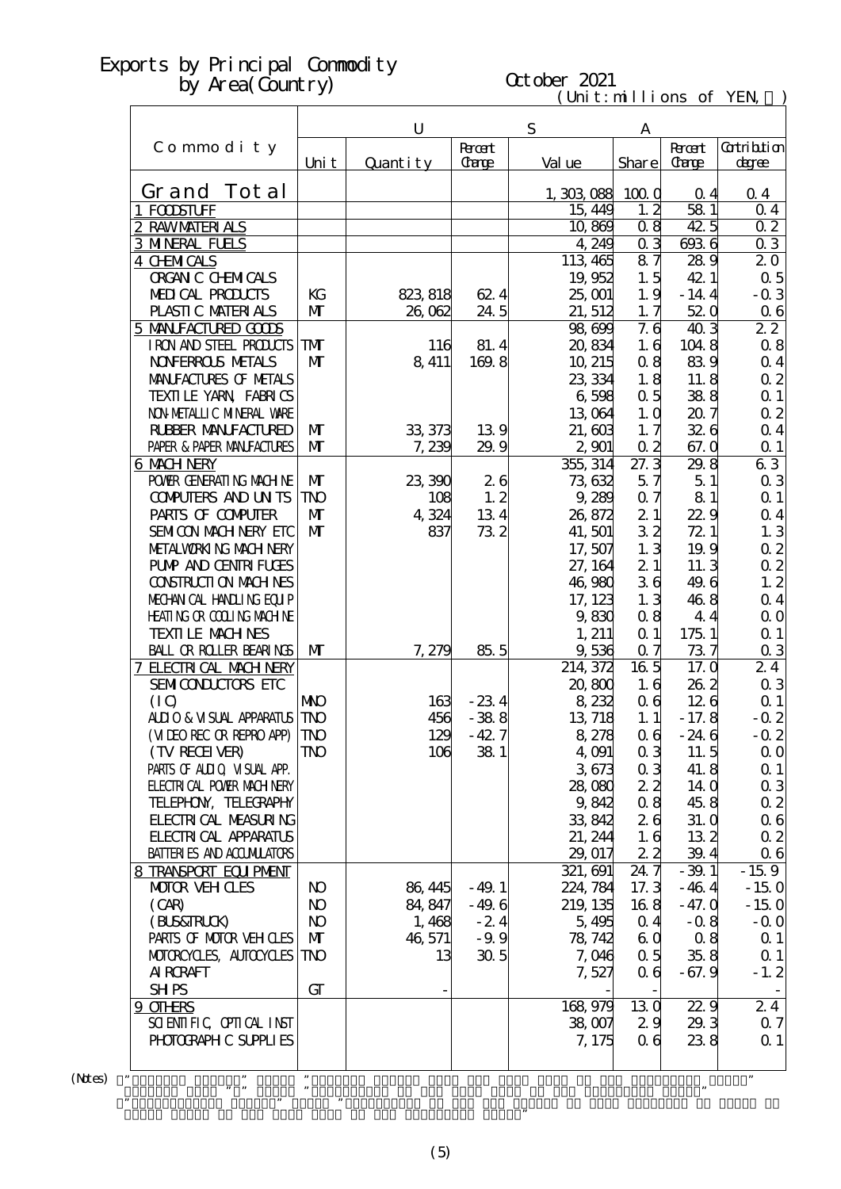# Exports by Principal Commodity by Area(Country)

October 2021

(Unit:millions of YEN, )

| Commodity | Unit | Quantity | Percent Change | Value | Share | Percent Change | Contribution degree |
|---|---|---|---|---|---|---|---|
| | U | | | S | A | | |
| Grand Total | | | | 1,303,088 | 100.0 | 0.4 | 0.4 |
| 1 FOODSTUFF | | | | 15,449 | 1.2 | 58.1 | 0.4 |
| 2 RAW MATERIALS | | | | 10,869 | 0.8 | 42.5 | 0.2 |
| 3 MINERAL FUELS | | | | 4,249 | 0.3 | 693.6 | 0.3 |
| 4 CHEMICALS | | | | 113,465 | 8.7 | 28.9 | 2.0 |
| ORGANIC CHEMICALS | | | | 19,952 | 1.5 | 42.1 | 0.5 |
| MEDICAL PRODUCTS | KG | 823,818 | 62.4 | 25,001 | 1.9 | -14.4 | -0.3 |
| PLASTIC MATERIALS | MT | 26,062 | 24.5 | 21,512 | 1.7 | 52.0 | 0.6 |
| 5 MANUFACTURED GOODS | | | | 98,699 | 7.6 | 40.3 | 2.2 |
| IRON AND STEEL PRODUCTS | TMT | 116 | 81.4 | 20,834 | 1.6 | 104.8 | 0.8 |
| NONFERROUS METALS | MT | 8,411 | 169.8 | 10,215 | 0.8 | 83.9 | 0.4 |
| MANUFACTURES OF METALS | | | | 23,334 | 1.8 | 11.8 | 0.2 |
| TEXTILE YARN, FABRICS | | | | 6,598 | 0.5 | 38.8 | 0.1 |
| NON-METALLIC MINERAL WARE | | | | 13,064 | 1.0 | 20.7 | 0.2 |
| RUBBER MANUFACTURED | MT | 33,373 | 13.9 | 21,603 | 1.7 | 32.6 | 0.4 |
| PAPER & PAPER MANUFACTURES | MT | 7,239 | 29.9 | 2,901 | 0.2 | 67.0 | 0.1 |
| 6 MACHINERY | | | | 355,314 | 27.3 | 29.8 | 6.3 |
| POWER GENERATING MACHINE | MT | 23,390 | 2.6 | 73,632 | 5.7 | 5.1 | 0.3 |
| COMPUTERS AND UNITS | TNO | 108 | 1.2 | 9,289 | 0.7 | 8.1 | 0.1 |
| PARTS OF COMPUTER | MT | 4,324 | 13.4 | 26,872 | 2.1 | 22.9 | 0.4 |
| SEMICON MACHINERY ETC | MT | 837 | 73.2 | 41,501 | 3.2 | 72.1 | 1.3 |
| METALWORKING MACHINERY | | | | 17,507 | 1.3 | 19.9 | 0.2 |
| PUMP AND CENTRIFUGES | | | | 27,164 | 2.1 | 11.3 | 0.2 |
| CONSTRUCTION MACHINES | | | | 46,980 | 3.6 | 49.6 | 1.2 |
| MECHANICAL HANDLING EQUIP | | | | 17,123 | 1.3 | 46.8 | 0.4 |
| HEATING OR COOLING MACHINE | | | | 9,830 | 0.8 | 4.4 | 0.0 |
| TEXTILE MACHINES | | | | 1,211 | 0.1 | 175.1 | 0.1 |
| BALL OR ROLLER BEARINGS | MT | 7,279 | 85.5 | 9,536 | 0.7 | 73.7 | 0.3 |
| 7 ELECTRICAL MACHINERY | | | | 214,372 | 16.5 | 17.0 | 2.4 |
| SEMICONDUCTORS ETC | | | | 20,800 | 1.6 | 26.2 | 0.3 |
| (IC) | MNO | 163 | -23.4 | 8,232 | 0.6 | 12.6 | 0.1 |
| AUDIO & VISUAL APPARATUS | TNO | 456 | -38.8 | 13,718 | 1.1 | -17.8 | -0.2 |
| (VIDEO REC OR REPRO APP) | TNO | 129 | -42.7 | 8,278 | 0.6 | -24.6 | -0.2 |
| (TV RECEIVER) | TNO | 106 | 38.1 | 4,091 | 0.3 | 11.5 | 0.0 |
| PARTS OF AUDIO, VISUAL APP. | | | | 3,673 | 0.3 | 41.8 | 0.1 |
| ELECTRICAL POWER MACHINERY | | | | 28,080 | 2.2 | 14.0 | 0.3 |
| TELEPHONY, TELEGRAPHY | | | | 9,842 | 0.8 | 45.8 | 0.2 |
| ELECTRICAL MEASURING | | | | 33,842 | 2.6 | 31.0 | 0.6 |
| ELECTRICAL APPARATUS | | | | 21,244 | 1.6 | 13.2 | 0.2 |
| BATTERIES AND ACCUMULATORS | | | | 29,017 | 2.2 | 39.4 | 0.6 |
| 8 TRANSPORT EQUIPMENT | | | | 321,691 | 24.7 | -39.1 | -15.9 |
| MOTOR VEHICLES | NO | 86,445 | -49.1 | 224,784 | 17.3 | -46.4 | -15.0 |
| (CAR) | NO | 84,847 | -49.6 | 219,135 | 16.8 | -47.0 | -15.0 |
| (BUS&TRUCK) | NO | 1,468 | -2.4 | 5,495 | 0.4 | -0.8 | -0.0 |
| PARTS OF MOTOR VEHICLES | MT | 46,571 | -9.9 | 78,742 | 6.0 | 0.8 | 0.1 |
| MOTORCYCLES, AUTOCYCLES | TNO | 13 | 30.5 | 7,046 | 0.5 | 35.8 | 0.1 |
| AIRCRAFT | | | | 7,527 | 0.6 | -67.9 | -1.2 |
| SHIPS | GT | - | | - | - | | - |
| 9 OTHERS | | | | 168,979 | 13.0 | 22.9 | 2.4 |
| SCIENTIFIC, OPTICAL INST | | | | 38,007 | 2.9 | 29.3 | 0.7 |
| PHOTOGRAPHIC SUPPLIES | | | | 7,175 | 0.6 | 23.8 | 0.1 |

(Notes)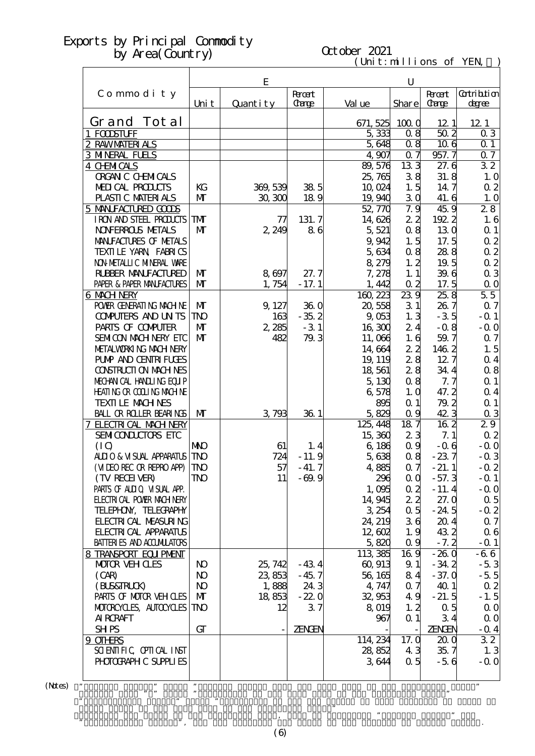# Exports by Principal Commodity by Area(Country)

October 2021

(Unit:millions of YEN, ％)

| Commodity | E | | | U | | | |
|---|---|---|---|---|---|---|---|
| | Unit | Quantity | Percent Change | Value | Share | Percent Change | Contribution degree |
| Grand Total | | | | 671,525 | 100.0 | 12.1 | 12.1 |
| 1 FOODSTUFF | | | | 5,333 | 0.8 | 50.2 | 0.3 |
| 2 RAW MATERIALS | | | | 5,648 | 0.8 | 10.6 | 0.1 |
| 3 MINERAL FUELS | | | | 4,907 | 0.7 | 957.7 | 0.7 |
| 4 CHEMICALS | | | | 89,576 | 13.3 | 27.6 | 3.2 |
| ORGANIC CHEMICALS | | | | 25,765 | 3.8 | 31.8 | 1.0 |
| MEDICAL PRODUCTS | KG | 369,539 | 38.5 | 10,024 | 1.5 | 14.7 | 0.2 |
| PLASTIC MATERIALS | MT | 30,300 | 18.9 | 19,940 | 3.0 | 41.6 | 1.0 |
| 5 MANUFACTURED GOODS | | | | 52,770 | 7.9 | 45.9 | 2.8 |
| IRON AND STEEL PRODUCTS | TMT | 77 | 131.7 | 14,626 | 2.2 | 192.2 | 1.6 |
| NONFERROUS METALS | MT | 2,249 | 8.6 | 5,521 | 0.8 | 13.0 | 0.1 |
| MANUFACTURES OF METALS | | | | 9,942 | 1.5 | 17.5 | 0.2 |
| TEXTILE YARN, FABRICS | | | | 5,634 | 0.8 | 28.8 | 0.2 |
| NON-METALLIC MINERAL WARE | | | | 8,279 | 1.2 | 19.5 | 0.2 |
| RUBBER MANUFACTURED | MT | 8,697 | 27.7 | 7,278 | 1.1 | 39.6 | 0.3 |
| PAPER & PAPER MANUFACTURES | MT | 1,754 | -17.1 | 1,442 | 0.2 | 17.5 | 0.0 |
| 6 MACHINERY | | | | 160,223 | 23.9 | 25.8 | 5.5 |
| POWER GENERATING MACHINE | MT | 9,127 | 36.0 | 20,558 | 3.1 | 26.7 | 0.7 |
| COMPUTERS AND UNITS | TNO | 163 | -35.2 | 9,053 | 1.3 | -3.5 | -0.1 |
| PARTS OF COMPUTER | MT | 2,285 | -3.1 | 16,300 | 2.4 | -0.8 | -0.0 |
| SEMICON MACHINERY ETC | MT | 482 | 79.3 | 11,066 | 1.6 | 59.7 | 0.7 |
| METALWORKING MACHINERY | | | | 14,664 | 2.2 | 146.2 | 1.5 |
| PUMP AND CENTRIFUGES | | | | 19,119 | 2.8 | 12.7 | 0.4 |
| CONSTRUCTION MACHINES | | | | 18,561 | 2.8 | 34.4 | 0.8 |
| MECHANICAL HANDLING EQUIP | | | | 5,130 | 0.8 | 7.7 | 0.1 |
| HEATING OR COOLING MACHINE | | | | 6,578 | 1.0 | 47.2 | 0.4 |
| TEXTILE MACHINES | | | | 895 | 0.1 | 79.2 | 0.1 |
| BALL OR ROLLER BEARINGS | MT | 3,793 | 36.1 | 5,829 | 0.9 | 42.3 | 0.3 |
| 7 ELECTRICAL MACHINERY | | | | 125,448 | 18.7 | 16.2 | 2.9 |
| SEMICONDUCTORS ETC | | | | 15,360 | 2.3 | 7.1 | 0.2 |
| (IC) | MNO | 61 | 1.4 | 6,186 | 0.9 | -0.6 | -0.0 |
| AUDIO & VISUAL APPARATUS | TNO | 724 | -11.9 | 5,638 | 0.8 | -23.7 | -0.3 |
| (VIDEO REC OR REPRO APP) | TNO | 57 | -41.7 | 4,885 | 0.7 | -21.1 | -0.2 |
| (TV RECEIVER) | TNO | 11 | -69.9 | 296 | 0.0 | -57.3 | -0.1 |
| PARTS OF AUDIO, VISUAL APP. | | | | 1,095 | 0.2 | -11.4 | -0.0 |
| ELECTRICAL POWER MACHINERY | | | | 14,945 | 2.2 | 27.0 | 0.5 |
| TELEPHONY, TELEGRAPHY | | | | 3,254 | 0.5 | -24.5 | -0.2 |
| ELECTRICAL MEASURING | | | | 24,219 | 3.6 | 20.4 | 0.7 |
| ELECTRICAL APPARATUS | | | | 12,602 | 1.9 | 43.2 | 0.6 |
| BATTERIES AND ACCUMULATORS | | | | 5,820 | 0.9 | -7.2 | -0.1 |
| 8 TRANSPORT EQUIPMENT | | | | 113,385 | 16.9 | -26.0 | -6.6 |
| MOTOR VEHICLES | NO | 25,742 | -43.4 | 60,913 | 9.1 | -34.2 | -5.3 |
| (CAR) | NO | 23,853 | -45.7 | 56,165 | 8.4 | -37.0 | -5.5 |
| (BUS&TRUCK) | NO | 1,888 | 24.3 | 4,747 | 0.7 | 40.1 | 0.2 |
| PARTS OF MOTOR VEHICLES | MT | 18,853 | -22.0 | 32,953 | 4.9 | -21.5 | -1.5 |
| MOTORCYCLES, AUTOCYCLES | TNO | 12 | 3.7 | 8,019 | 1.2 | 0.5 | 0.0 |
| AIRCRAFT | | | | 967 | 0.1 | 3.4 | 0.0 |
| SHIPS | GT | - | ZENGEN | - | - | ZENGEN | -0.4 |
| 9 OTHERS | | | | 114,234 | 17.0 | 20.0 | 3.2 |
| SCIENTIFIC, OPTICAL INST | | | | 28,852 | 4.3 | 35.7 | 1.3 |
| PHOTOGRAPHIC SUPPLIES | | | | 3,644 | 0.5 | -5.6 | -0.0 |

(Notes)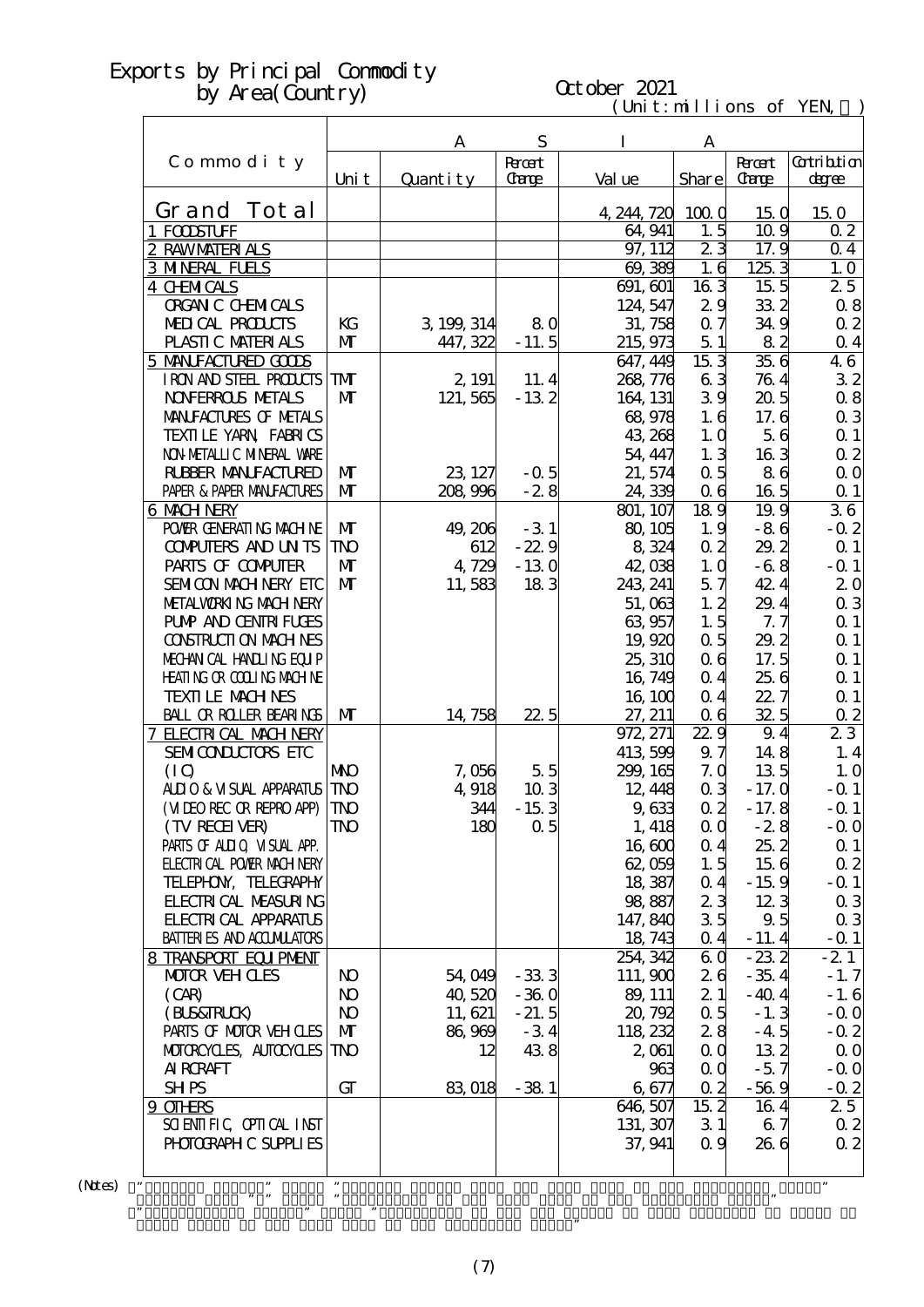# Exports by Principal Commodity by Area(Country)

October 2021

(Unit:millions of YEN,　)

| Commodity | ASIA | | | | | | |
|---|---|---|---|---|---|---|---|
| | Unit | Quantity | Percent Change | Value | Share | Percent Change | Contribution degree |
| Grand Total | | | | 4,244,720 | 100.0 | 15.0 | 15.0 |
| 1 FOODSTUFF | | | | 64,941 | 1.5 | 10.9 | 0.2 |
| 2 RAW MATERIALS | | | | 97,112 | 2.3 | 17.9 | 0.4 |
| 3 MINERAL FUELS | | | | 69,389 | 1.6 | 125.3 | 1.0 |
| 4 CHEMICALS | | | | 691,601 | 16.3 | 15.5 | 2.5 |
| ORGANIC CHEMICALS | | | | 124,547 | 2.9 | 33.2 | 0.8 |
| MEDICAL PRODUCTS | KG | 3,199,314 | 8.0 | 31,758 | 0.7 | 34.9 | 0.2 |
| PLASTIC MATERIALS | MT | 447,322 | -11.5 | 215,973 | 5.1 | 8.2 | 0.4 |
| 5 MANUFACTURED GOODS | | | | 647,449 | 15.3 | 35.6 | 4.6 |
| IRON AND STEEL PRODUCTS | TMT | 2,191 | 11.4 | 268,776 | 6.3 | 76.4 | 3.2 |
| NONFERROUS METALS | MT | 121,565 | -13.2 | 164,131 | 3.9 | 20.5 | 0.8 |
| MANUFACTURES OF METALS | | | | 68,978 | 1.6 | 17.6 | 0.3 |
| TEXTILE YARN, FABRICS | | | | 43,268 | 1.0 | 5.6 | 0.1 |
| NON-METALLIC MINERAL WARE | | | | 54,447 | 1.3 | 16.3 | 0.2 |
| RUBBER MANUFACTURED | MT | 23,127 | -0.5 | 21,574 | 0.5 | 8.6 | 0.0 |
| PAPER & PAPER MANUFACTURES | MT | 208,996 | -2.8 | 24,339 | 0.6 | 16.5 | 0.1 |
| 6 MACHINERY | | | | 801,107 | 18.9 | 19.9 | 3.6 |
| POWER GENERATING MACHINE | MT | 49,206 | -3.1 | 80,105 | 1.9 | -8.6 | -0.2 |
| COMPUTERS AND UNITS | TNO | 612 | -22.9 | 8,324 | 0.2 | 29.2 | 0.1 |
| PARTS OF COMPUTER | MT | 4,729 | -13.0 | 42,038 | 1.0 | -6.8 | -0.1 |
| SEMICON MACHINERY ETC | MT | 11,583 | 18.3 | 243,241 | 5.7 | 42.4 | 2.0 |
| METALWORKING MACHINERY | | | | 51,063 | 1.2 | 29.4 | 0.3 |
| PUMP AND CENTRIFUGES | | | | 63,957 | 1.5 | 7.7 | 0.1 |
| CONSTRUCTION MACHINES | | | | 19,920 | 0.5 | 29.2 | 0.1 |
| MECHANICAL HANDLING EQUIP | | | | 25,310 | 0.6 | 17.5 | 0.1 |
| HEATING OR COOLING MACHINE | | | | 16,749 | 0.4 | 25.6 | 0.1 |
| TEXTILE MACHINES | | | | 16,100 | 0.4 | 22.7 | 0.1 |
| BALL OR ROLLER BEARINGS | MT | 14,758 | 22.5 | 27,211 | 0.6 | 32.5 | 0.2 |
| 7 ELECTRICAL MACHINERY | | | | 972,271 | 22.9 | 9.4 | 2.3 |
| SEMICONDUCTORS ETC | | | | 413,599 | 9.7 | 14.8 | 1.4 |
| (IC) | MNO | 7,056 | 5.5 | 299,165 | 7.0 | 13.5 | 1.0 |
| AUDIO & VISUAL APPARATUS | TNO | 4,918 | 10.3 | 12,448 | 0.3 | -17.0 | -0.1 |
| (VIDEO REC OR REPRO APP) | TNO | 344 | -15.3 | 9,633 | 0.2 | -17.8 | -0.1 |
| (TV RECEIVER) | TNO | 180 | 0.5 | 1,418 | 0.0 | -2.8 | -0.0 |
| PARTS OF AUDIO, VISUAL APP. | | | | 16,600 | 0.4 | 25.2 | 0.1 |
| ELECTRICAL POWER MACHINERY | | | | 62,059 | 1.5 | 15.6 | 0.2 |
| TELEPHONY, TELEGRAPHY | | | | 18,387 | 0.4 | -15.9 | -0.1 |
| ELECTRICAL MEASURING | | | | 98,887 | 2.3 | 12.3 | 0.3 |
| ELECTRICAL APPARATUS | | | | 147,840 | 3.5 | 9.5 | 0.3 |
| BATTERIES AND ACCUMULATORS | | | | 18,743 | 0.4 | -11.4 | -0.1 |
| 8 TRANSPORT EQUIPMENT | | | | 254,342 | 6.0 | -23.2 | -2.1 |
| MOTOR VEHICLES | NO | 54,049 | -33.3 | 111,900 | 2.6 | -35.4 | -1.7 |
| (CAR) | NO | 40,520 | -36.0 | 89,111 | 2.1 | -40.4 | -1.6 |
| (BUS&TRUCK) | NO | 11,621 | -21.5 | 20,792 | 0.5 | -1.3 | -0.0 |
| PARTS OF MOTOR VEHICLES | MT | 86,969 | -3.4 | 118,232 | 2.8 | -4.5 | -0.2 |
| MOTORCYCLES, AUTOCYCLES | TNO | 12 | 43.8 | 2,061 | 0.0 | 13.2 | 0.0 |
| AIRCRAFT | | | | 963 | 0.0 | -5.7 | -0.0 |
| SHIPS | GT | 83,018 | -38.1 | 6,677 | 0.2 | -56.9 | -0.2 |
| 9 OTHERS | | | | 646,507 | 15.2 | 16.4 | 2.5 |
| SCIENTIFIC, OPTICAL INST | | | | 131,307 | 3.1 | 6.7 | 0.2 |
| PHOTOGRAPHIC SUPPLIES | | | | 37,941 | 0.9 | 26.6 | 0.2 |

(Notes)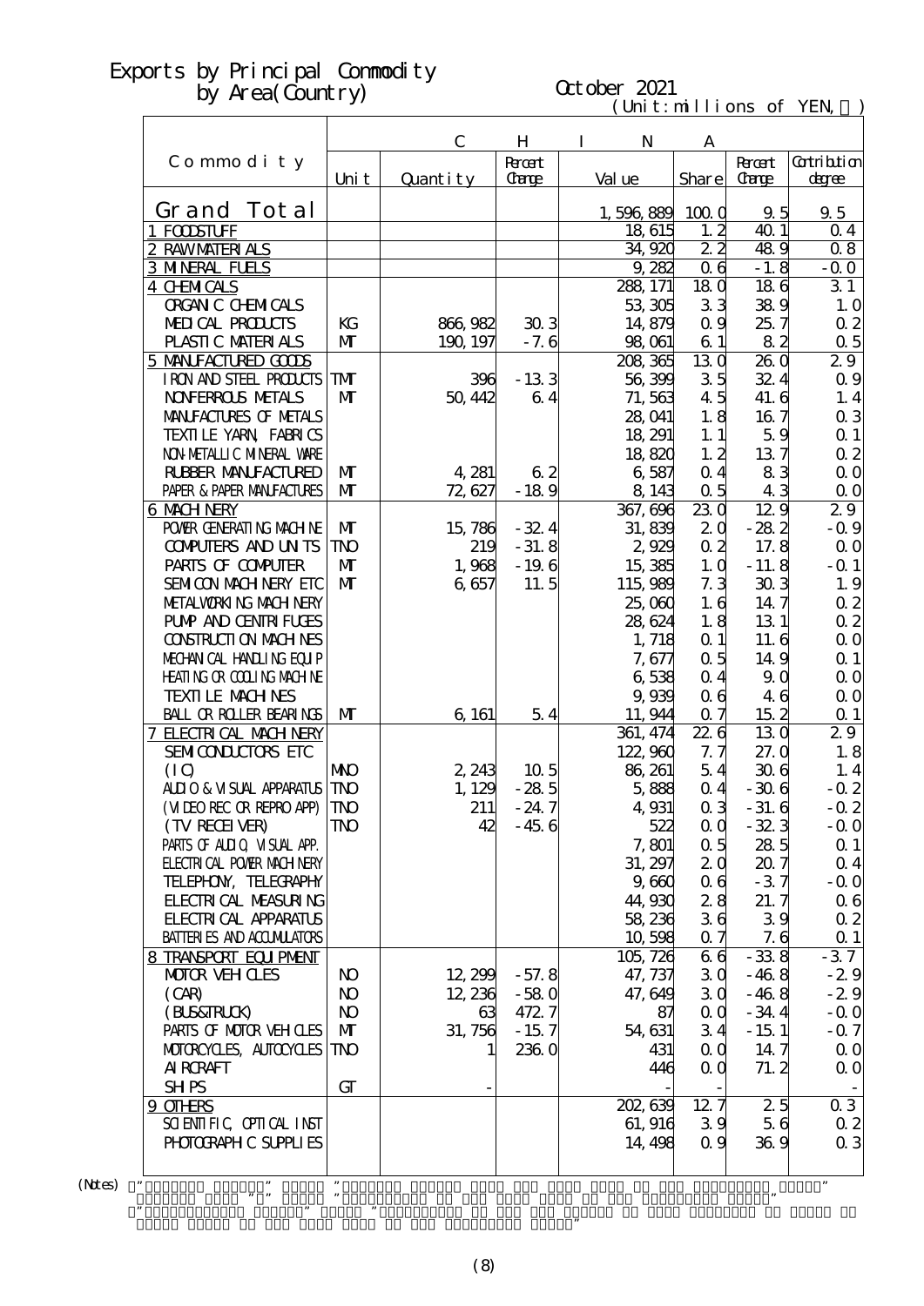# Exports by Principal Commodity by Area(Country)

October 2021

(Unit:millions of YEN,%)

| Commodity | CHINA | | | | | | |
|---|---|---|---|---|---|---|---|
| | Unit | Quantity | Percent Change | Value | Share | Percent Change | Contribution degree |
| Grand Total | | | | 1,596,889 | 100.0 | 9.5 | 9.5 |
| 1 FOODSTUFF | | | | 18,615 | 1.2 | 40.1 | 0.4 |
| 2 RAW MATERIALS | | | | 34,920 | 2.2 | 48.9 | 0.8 |
| 3 MINERAL FUELS | | | | 9,282 | 0.6 | -1.8 | -0.0 |
| 4 CHEMICALS | | | | 288,171 | 18.0 | 18.6 | 3.1 |
| ORGANIC CHEMICALS | | | | 53,305 | 3.3 | 38.9 | 1.0 |
| MEDICAL PRODUCTS | KG | 866,982 | 30.3 | 14,879 | 0.9 | 25.7 | 0.2 |
| PLASTIC MATERIALS | MT | 190,197 | -7.6 | 98,061 | 6.1 | 8.2 | 0.5 |
| 5 MANUFACTURED GOODS | | | | 208,365 | 13.0 | 26.0 | 2.9 |
| IRON AND STEEL PRODUCTS | TMT | 396 | -13.3 | 56,399 | 3.5 | 32.4 | 0.9 |
| NONFERROUS METALS | MT | 50,442 | 6.4 | 71,563 | 4.5 | 41.6 | 1.4 |
| MANUFACTURES OF METALS | | | | 28,041 | 1.8 | 16.7 | 0.3 |
| TEXTILE YARN, FABRICS | | | | 18,291 | 1.1 | 5.9 | 0.1 |
| NON-METALLIC MINERAL WARE | | | | 18,820 | 1.2 | 13.7 | 0.2 |
| RUBBER MANUFACTURED | MT | 4,281 | 6.2 | 6,587 | 0.4 | 8.3 | 0.0 |
| PAPER & PAPER MANUFACTURES | MT | 72,627 | -18.9 | 8,143 | 0.5 | 4.3 | 0.0 |
| 6 MACHINERY | | | | 367,696 | 23.0 | 12.9 | 2.9 |
| POWER GENERATING MACHINE | MT | 15,786 | -32.4 | 31,839 | 2.0 | -28.2 | -0.9 |
| COMPUTERS AND UNITS | TNO | 219 | -31.8 | 2,929 | 0.2 | 17.8 | 0.0 |
| PARTS OF COMPUTER | MT | 1,968 | -19.6 | 15,385 | 1.0 | -11.8 | -0.1 |
| SEMICON MACHINERY ETC | MT | 6,657 | 11.5 | 115,989 | 7.3 | 30.3 | 1.9 |
| METALWORKING MACHINERY | | | | 25,060 | 1.6 | 14.7 | 0.2 |
| PUMP AND CENTRIFUGES | | | | 28,624 | 1.8 | 13.1 | 0.2 |
| CONSTRUCTION MACHINES | | | | 1,718 | 0.1 | 11.6 | 0.0 |
| MECHANICAL HANDLING EQUIP | | | | 7,677 | 0.5 | 14.9 | 0.1 |
| HEATING OR COOLING MACHINE | | | | 6,538 | 0.4 | 9.0 | 0.0 |
| TEXTILE MACHINES | | | | 9,939 | 0.6 | 4.6 | 0.0 |
| BALL OR ROLLER BEARINGS | MT | 6,161 | 5.4 | 11,944 | 0.7 | 15.2 | 0.1 |
| 7 ELECTRICAL MACHINERY | | | | 361,474 | 22.6 | 13.0 | 2.9 |
| SEMICONDUCTORS ETC | | | | 122,960 | 7.7 | 27.0 | 1.8 |
| (IC) | MNO | 2,243 | 10.5 | 86,261 | 5.4 | 30.6 | 1.4 |
| AUDIO & VISUAL APPARATUS | TNO | 1,129 | -28.5 | 5,888 | 0.4 | -30.6 | -0.2 |
| (VIDEO REC OR REPRO APP) | TNO | 211 | -24.7 | 4,931 | 0.3 | -31.6 | -0.2 |
| (TV RECEIVER) | TNO | 42 | -45.6 | 522 | 0.0 | -32.3 | -0.0 |
| PARTS OF AUDIO, VISUAL APP. | | | | 7,801 | 0.5 | 28.5 | 0.1 |
| ELECTRICAL POWER MACHINERY | | | | 31,297 | 2.0 | 20.7 | 0.4 |
| TELEPHONY, TELEGRAPHY | | | | 9,660 | 0.6 | -3.7 | -0.0 |
| ELECTRICAL MEASURING | | | | 44,930 | 2.8 | 21.7 | 0.6 |
| ELECTRICAL APPARATUS | | | | 58,236 | 3.6 | 3.9 | 0.2 |
| BATTERIES AND ACCUMULATORS | | | | 10,598 | 0.7 | 7.6 | 0.1 |
| 8 TRANSPORT EQUIPMENT | | | | 105,726 | 6.6 | -33.8 | -3.7 |
| MOTOR VEHICLES | NO | 12,299 | -57.8 | 47,737 | 3.0 | -46.8 | -2.9 |
| (CAR) | NO | 12,236 | -58.0 | 47,649 | 3.0 | -46.8 | -2.9 |
| (BUS&TRUCK) | NO | 63 | 472.7 | 87 | 0.0 | -34.4 | -0.0 |
| PARTS OF MOTOR VEHICLES | MT | 31,756 | -15.7 | 54,631 | 3.4 | -15.1 | -0.7 |
| MOTORCYCLES, AUTOCYCLES | TNO | 1 | 236.0 | 431 | 0.0 | 14.7 | 0.0 |
| AIRCRAFT | | | | 446 | 0.0 | 71.2 | 0.0 |
| SHIPS | GT | - | | - | - | | - |
| 9 OTHERS | | | | 202,639 | 12.7 | 2.5 | 0.3 |
| SCIENTIFIC, OPTICAL INST | | | | 61,916 | 3.9 | 5.6 | 0.2 |
| PHOTOGRAPHIC SUPPLIES | | | | 14,498 | 0.9 | 36.9 | 0.3 |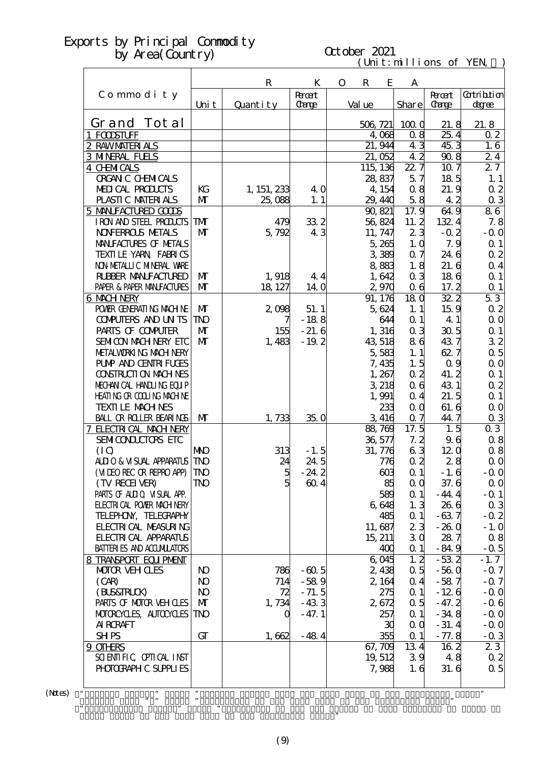# Exports by Principal Commodity by Area(Country)

October 2021

(Unit:millions of YEN, ％)

| Commodity | Unit | Quantity | Percent Change | Value | Share | Percent Change | Contribution degree |
|---|---|---|---|---|---|---|---|
| | R | K | O | R | E | A | |
| Grand Total | | | | 506,721 | 100.0 | 21.8 | 21.8 |
| 1 FOODSTUFF | | | | 4,068 | 0.8 | 25.4 | 0.2 |
| 2 RAW MATERIALS | | | | 21,944 | 4.3 | 45.3 | 1.6 |
| 3 MINERAL FUELS | | | | 21,052 | 4.2 | 90.8 | 2.4 |
| 4 CHEMICALS | | | | 115,136 | 22.7 | 10.7 | 2.7 |
| ORGANIC CHEMICALS | | | | 28,837 | 5.7 | 18.5 | 1.1 |
| MEDICAL PRODUCTS | KG | 1,151,233 | 4.0 | 4,154 | 0.8 | 21.9 | 0.2 |
| PLASTIC MATERIALS | MT | 25,088 | 1.1 | 29,440 | 5.8 | 4.2 | 0.3 |
| 5 MANUFACTURED GOODS | | | | 90,821 | 17.9 | 64.9 | 8.6 |
| IRON AND STEEL PRODUCTS | TMT | 479 | 33.2 | 56,824 | 11.2 | 132.4 | 7.8 |
| NONFERROUS METALS | MT | 5,792 | 4.3 | 11,747 | 2.3 | -0.2 | -0.0 |
| MANUFACTURES OF METALS | | | | 5,265 | 1.0 | 7.9 | 0.1 |
| TEXTILE YARN, FABRICS | | | | 3,389 | 0.7 | 24.6 | 0.2 |
| NON-METALLIC MINERAL WARE | | | | 8,883 | 1.8 | 21.6 | 0.4 |
| RUBBER MANUFACTURED | MT | 1,918 | 4.4 | 1,642 | 0.3 | 18.6 | 0.1 |
| PAPER & PAPER MANUFACTURES | MT | 18,127 | 14.0 | 2,970 | 0.6 | 17.2 | 0.1 |
| 6 MACHINERY | | | | 91,176 | 18.0 | 32.2 | 5.3 |
| POWER GENERATING MACHINE | MT | 2,098 | 51.1 | 5,624 | 1.1 | 15.9 | 0.2 |
| COMPUTERS AND UNITS | TNO | 7 | -18.8 | 644 | 0.1 | 4.1 | 0.0 |
| PARTS OF COMPUTER | MT | 155 | -21.6 | 1,316 | 0.3 | 30.5 | 0.1 |
| SEMICON MACHINERY ETC | MT | 1,483 | -19.2 | 43,518 | 8.6 | 43.7 | 3.2 |
| METALWORKING MACHINERY | | | | 5,583 | 1.1 | 62.7 | 0.5 |
| PUMP AND CENTRIFUGES | | | | 7,435 | 1.5 | 0.9 | 0.0 |
| CONSTRUCTION MACHINES | | | | 1,267 | 0.2 | 41.2 | 0.1 |
| MECHANICAL HANDLING EQUIP | | | | 3,218 | 0.6 | 43.1 | 0.2 |
| HEATING OR COOLING MACHINE | | | | 1,991 | 0.4 | 21.5 | 0.1 |
| TEXTILE MACHINES | | | | 233 | 0.0 | 61.6 | 0.0 |
| BALL OR ROLLER BEARINGS | MT | 1,733 | 35.0 | 3,416 | 0.7 | 44.7 | 0.3 |
| 7 ELECTRICAL MACHINERY | | | | 88,769 | 17.5 | 1.5 | 0.3 |
| SEMICONDUCTORS ETC | | | | 36,577 | 7.2 | 9.6 | 0.8 |
| (IC) | MNO | 313 | -1.5 | 31,776 | 6.3 | 12.0 | 0.8 |
| AUDIO & VISUAL APPARATUS | TNO | 24 | 24.5 | 776 | 0.2 | 2.8 | 0.0 |
| (VIDEO REC OR REPRO APP) | TNO | 5 | -24.2 | 603 | 0.1 | -1.6 | -0.0 |
| (TV RECEIVER) | TNO | 5 | 60.4 | 85 | 0.0 | 37.6 | 0.0 |
| PARTS OF AUDIO, VISUAL APP. | | | | 589 | 0.1 | -44.4 | -0.1 |
| ELECTRICAL POWER MACHINERY | | | | 6,648 | 1.3 | 26.6 | 0.3 |
| TELEPHONY, TELEGRAPHY | | | | 485 | 0.1 | -63.7 | -0.2 |
| ELECTRICAL MEASURING | | | | 11,687 | 2.3 | -26.0 | -1.0 |
| ELECTRICAL APPARATUS | | | | 15,211 | 3.0 | 28.7 | 0.8 |
| BATTERIES AND ACCUMULATORS | | | | 400 | 0.1 | -84.9 | -0.5 |
| 8 TRANSPORT EQUIPMENT | | | | 6,045 | 1.2 | -53.2 | -1.7 |
| MOTOR VEHICLES | NO | 786 | -60.5 | 2,438 | 0.5 | -56.0 | -0.7 |
| (CAR) | NO | 714 | -58.9 | 2,164 | 0.4 | -58.7 | -0.7 |
| (BUS&TRUCK) | NO | 72 | -71.5 | 275 | 0.1 | -12.6 | -0.0 |
| PARTS OF MOTOR VEHICLES | MT | 1,734 | -43.3 | 2,672 | 0.5 | -47.2 | -0.6 |
| MOTORCYCLES, AUTOCYCLES | TNO | 0 | -47.1 | 257 | 0.1 | -34.8 | -0.0 |
| AIRCRAFT | | | | 30 | 0.0 | -31.4 | -0.0 |
| SHIPS | GT | 1,662 | -48.4 | 355 | 0.1 | -77.8 | -0.3 |
| 9 OTHERS | | | | 67,709 | 13.4 | 16.2 | 2.3 |
| SCIENTIFIC, OPTICAL INST | | | | 19,512 | 3.9 | 4.8 | 0.2 |
| PHOTOGRAPHIC SUPPLIES | | | | 7,988 | 1.6 | 31.6 | 0.5 |

(Notes)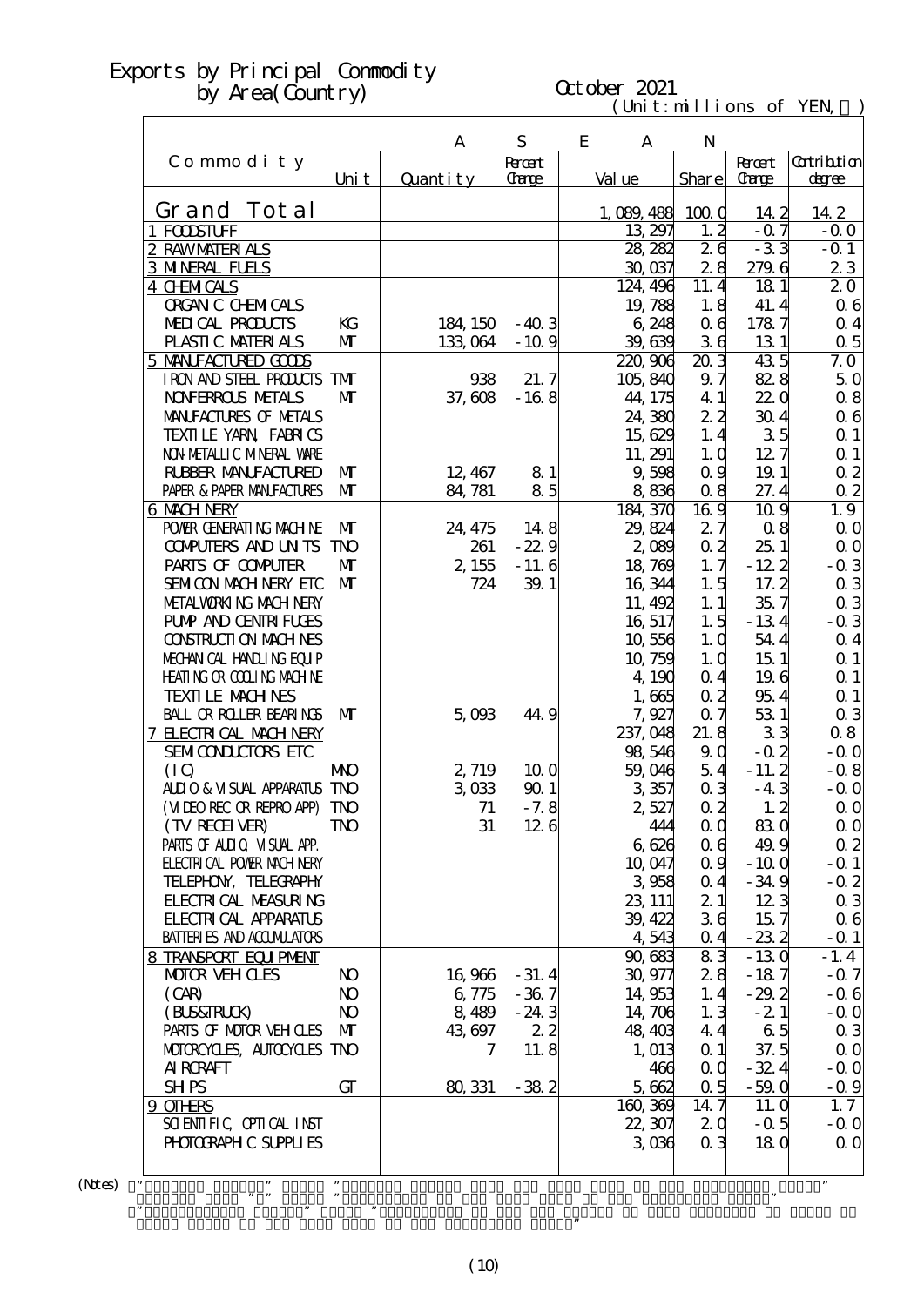# Exports by Principal Commodity by Area(Country)

October 2021

(Unit:millions of YEN, ％)

| Commodity | ASEAN | | | | | | |
|---|---|---|---|---|---|---|---|
| | Unit | Quantity | Percent Change | Value | Share | Percent Change | Contribution degree |
| Grand Total | | | | 1,089,488 | 100.0 | 14.2 | 14.2 |
| 1 FOODSTUFF | | | | 13,297 | 1.2 | -0.7 | -0.0 |
| 2 RAW MATERIALS | | | | 28,282 | 2.6 | -3.3 | -0.1 |
| 3 MINERAL FUELS | | | | 30,037 | 2.8 | 279.6 | 2.3 |
| 4 CHEMICALS | | | | 124,496 | 11.4 | 18.1 | 2.0 |
| ORGANIC CHEMICALS | | | | 19,788 | 1.8 | 41.4 | 0.6 |
| MEDICAL PRODUCTS | KG | 184,150 | -40.3 | 6,248 | 0.6 | 178.7 | 0.4 |
| PLASTIC MATERIALS | MT | 133,064 | -10.9 | 39,639 | 3.6 | 13.1 | 0.5 |
| 5 MANUFACTURED GOODS | | | | 220,906 | 20.3 | 43.5 | 7.0 |
| IRON AND STEEL PRODUCTS | TMT | 938 | 21.7 | 105,840 | 9.7 | 82.8 | 5.0 |
| NONFERROUS METALS | MT | 37,608 | -16.8 | 44,175 | 4.1 | 22.0 | 0.8 |
| MANUFACTURES OF METALS | | | | 24,380 | 2.2 | 30.4 | 0.6 |
| TEXTILE YARN, FABRICS | | | | 15,629 | 1.4 | 3.5 | 0.1 |
| NON-METALLIC MINERAL WARE | | | | 11,291 | 1.0 | 12.7 | 0.1 |
| RUBBER MANUFACTURED | MT | 12,467 | 8.1 | 9,598 | 0.9 | 19.1 | 0.2 |
| PAPER & PAPER MANUFACTURES | MT | 84,781 | 8.5 | 8,836 | 0.8 | 27.4 | 0.2 |
| 6 MACHINERY | | | | 184,370 | 16.9 | 10.9 | 1.9 |
| POWER GENERATING MACHINE | MT | 24,475 | 14.8 | 29,824 | 2.7 | 0.8 | 0.0 |
| COMPUTERS AND UNITS | TNO | 261 | -22.9 | 2,089 | 0.2 | 25.1 | 0.0 |
| PARTS OF COMPUTER | MT | 2,155 | -11.6 | 18,769 | 1.7 | -12.2 | -0.3 |
| SEMICON MACHINERY ETC | MT | 724 | 39.1 | 16,344 | 1.5 | 17.2 | 0.3 |
| METALWORKING MACHINERY | | | | 11,492 | 1.1 | 35.7 | 0.3 |
| PUMP AND CENTRIFUGES | | | | 16,517 | 1.5 | -13.4 | -0.3 |
| CONSTRUCTION MACHINES | | | | 10,556 | 1.0 | 54.4 | 0.4 |
| MECHANICAL HANDLING EQUIP | | | | 10,759 | 1.0 | 15.1 | 0.1 |
| HEATING OR COOLING MACHINE | | | | 4,190 | 0.4 | 19.6 | 0.1 |
| TEXTILE MACHINES | | | | 1,665 | 0.2 | 95.4 | 0.1 |
| BALL OR ROLLER BEARINGS | MT | 5,093 | 44.9 | 7,927 | 0.7 | 53.1 | 0.3 |
| 7 ELECTRICAL MACHINERY | | | | 237,048 | 21.8 | 3.3 | 0.8 |
| SEMICONDUCTORS ETC | | | | 98,546 | 9.0 | -0.2 | -0.0 |
| (IC) | MNO | 2,719 | 10.0 | 59,046 | 5.4 | -11.2 | -0.8 |
| AUDIO & VISUAL APPARATUS | TNO | 3,033 | 90.1 | 3,357 | 0.3 | -4.3 | -0.0 |
| (VIDEO REC OR REPRO APP) | TNO | 71 | -7.8 | 2,527 | 0.2 | 1.2 | 0.0 |
| (TV RECEIVER) | TNO | 31 | 12.6 | 444 | 0.0 | 83.0 | 0.0 |
| PARTS OF AUDIO, VISUAL APP. | | | | 6,626 | 0.6 | 49.9 | 0.2 |
| ELECTRICAL POWER MACHINERY | | | | 10,047 | 0.9 | -10.0 | -0.1 |
| TELEPHONY, TELEGRAPHY | | | | 3,958 | 0.4 | -34.9 | -0.2 |
| ELECTRICAL MEASURING | | | | 23,111 | 2.1 | 12.3 | 0.3 |
| ELECTRICAL APPARATUS | | | | 39,422 | 3.6 | 15.7 | 0.6 |
| BATTERIES AND ACCUMULATORS | | | | 4,543 | 0.4 | -23.2 | -0.1 |
| 8 TRANSPORT EQUIPMENT | | | | 90,683 | 8.3 | -13.0 | -1.4 |
| MOTOR VEHICLES | NO | 16,966 | -31.4 | 30,977 | 2.8 | -18.7 | -0.7 |
| (CAR) | NO | 6,775 | -36.7 | 14,953 | 1.4 | -29.2 | -0.6 |
| (BUS&TRUCK) | NO | 8,489 | -24.3 | 14,706 | 1.3 | -2.1 | -0.0 |
| PARTS OF MOTOR VEHICLES | MT | 43,697 | 2.2 | 48,403 | 4.4 | 6.5 | 0.3 |
| MOTORCYCLES, AUTOCYCLES | TNO | 7 | 11.8 | 1,013 | 0.1 | 37.5 | 0.0 |
| AIRCRAFT | | | | 466 | 0.0 | -32.4 | -0.0 |
| SHIPS | GT | 80,331 | -38.2 | 5,662 | 0.5 | -59.0 | -0.9 |
| 9 OTHERS | | | | 160,369 | 14.7 | 11.0 | 1.7 |
| SCIENTIFIC, OPTICAL INST | | | | 22,307 | 2.0 | -0.5 | -0.0 |
| PHOTOGRAPHIC SUPPLIES | | | | 3,036 | 0.3 | 18.0 | 0.0 |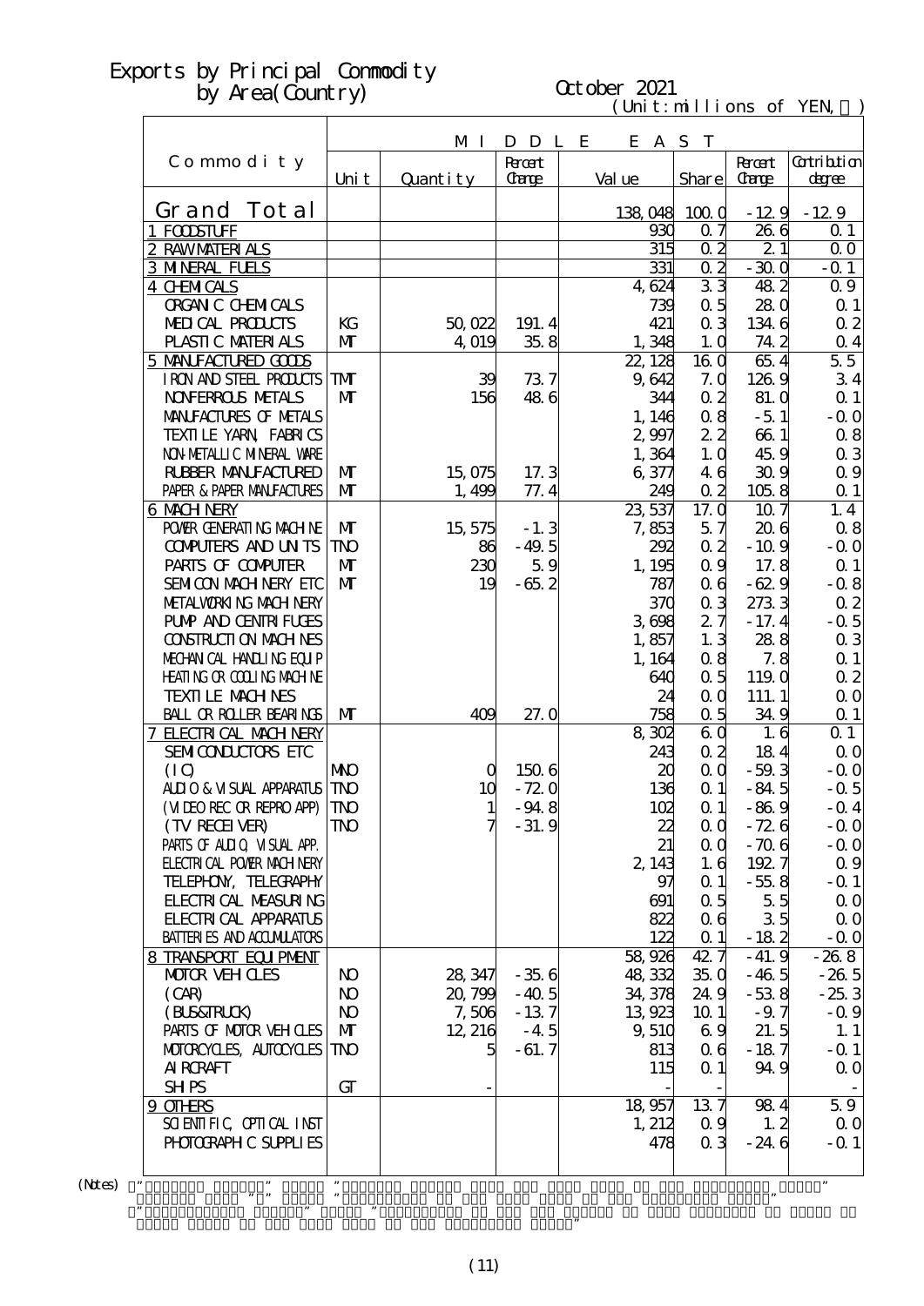# Exports by Principal Commodity by Area(Country)

October 2021

(Unit:millions of YEN,　)

| Commodity | MIDDLE EAST | | | | | | |
|---|---|---|---|---|---|---|---|
| | Unit | Quantity | Percent Change | Value | Share | Percent Change | Contribution degree |
| Grand Total | | | | 138,048 | 100.0 | -12.9 | -12.9 |
| 1 FOODSTUFF | | | | 930 | 0.7 | 26.6 | 0.1 |
| 2 RAW MATERIALS | | | | 315 | 0.2 | 2.1 | 0.0 |
| 3 MINERAL FUELS | | | | 331 | 0.2 | -30.0 | -0.1 |
| 4 CHEMICALS | | | | 4,624 | 3.3 | 48.2 | 0.9 |
| ORGANIC CHEMICALS | | | | 739 | 0.5 | 28.0 | 0.1 |
| MEDICAL PRODUCTS | KG | 50,022 | 191.4 | 421 | 0.3 | 134.6 | 0.2 |
| PLASTIC MATERIALS | MT | 4,019 | 35.8 | 1,348 | 1.0 | 74.2 | 0.4 |
| 5 MANUFACTURED GOODS | | | | 22,128 | 16.0 | 65.4 | 5.5 |
| IRON AND STEEL PRODUCTS | TMT | 39 | 73.7 | 9,642 | 7.0 | 126.9 | 3.4 |
| NONFERROUS METALS | MT | 156 | 48.6 | 344 | 0.2 | 81.0 | 0.1 |
| MANUFACTURES OF METALS | | | | 1,146 | 0.8 | -5.1 | -0.0 |
| TEXTILE YARN, FABRICS | | | | 2,997 | 2.2 | 66.1 | 0.8 |
| NON-METALLIC MINERAL WARE | | | | 1,364 | 1.0 | 45.9 | 0.3 |
| RUBBER MANUFACTURED | MT | 15,075 | 17.3 | 6,377 | 4.6 | 30.9 | 0.9 |
| PAPER & PAPER MANUFACTURES | MT | 1,499 | 77.4 | 249 | 0.2 | 105.8 | 0.1 |
| 6 MACHINERY | | | | 23,537 | 17.0 | 10.7 | 1.4 |
| POWER GENERATING MACHINE | MT | 15,575 | -1.3 | 7,853 | 5.7 | 20.6 | 0.8 |
| COMPUTERS AND UNITS | TNO | 86 | -49.5 | 292 | 0.2 | -10.9 | -0.0 |
| PARTS OF COMPUTER | MT | 230 | 5.9 | 1,195 | 0.9 | 17.8 | 0.1 |
| SEMICON MACHINERY ETC | MT | 19 | -65.2 | 787 | 0.6 | -62.9 | -0.8 |
| METALWORKING MACHINERY | | | | 370 | 0.3 | 273.3 | 0.2 |
| PUMP AND CENTRIFUGES | | | | 3,698 | 2.7 | -17.4 | -0.5 |
| CONSTRUCTION MACHINES | | | | 1,857 | 1.3 | 28.8 | 0.3 |
| MECHANICAL HANDLING EQUIP | | | | 1,164 | 0.8 | 7.8 | 0.1 |
| HEATING OR COOLING MACHINE | | | | 640 | 0.5 | 119.0 | 0.2 |
| TEXTILE MACHINES | | | | 24 | 0.0 | 111.1 | 0.0 |
| BALL OR ROLLER BEARINGS | MT | 409 | 27.0 | 758 | 0.5 | 34.9 | 0.1 |
| 7 ELECTRICAL MACHINERY | | | | 8,302 | 6.0 | 1.6 | 0.1 |
| SEMICONDUCTORS ETC | | | | 243 | 0.2 | 18.4 | 0.0 |
| (IC) | MNO | 0 | 150.6 | 20 | 0.0 | -59.3 | -0.0 |
| AUDIO & VISUAL APPARATUS | TNO | 10 | -72.0 | 136 | 0.1 | -84.5 | -0.5 |
| (VIDEO REC OR REPRO APP) | TNO | 1 | -94.8 | 102 | 0.1 | -86.9 | -0.4 |
| (TV RECEIVER) | TNO | 7 | -31.9 | 22 | 0.0 | -72.6 | -0.0 |
| PARTS OF AUDIO, VISUAL APP. | | | | 21 | 0.0 | -70.6 | -0.0 |
| ELECTRICAL POWER MACHINERY | | | | 2,143 | 1.6 | 192.7 | 0.9 |
| TELEPHONY, TELEGRAPHY | | | | 97 | 0.1 | -55.8 | -0.1 |
| ELECTRICAL MEASURING | | | | 691 | 0.5 | 5.5 | 0.0 |
| ELECTRICAL APPARATUS | | | | 822 | 0.6 | 3.5 | 0.0 |
| BATTERIES AND ACCUMULATORS | | | | 122 | 0.1 | -18.2 | -0.0 |
| 8 TRANSPORT EQUIPMENT | | | | 58,926 | 42.7 | -41.9 | -26.8 |
| MOTOR VEHICLES | NO | 28,347 | -35.6 | 48,332 | 35.0 | -46.5 | -26.5 |
| (CAR) | NO | 20,799 | -40.5 | 34,378 | 24.9 | -53.8 | -25.3 |
| (BUS&TRUCK) | NO | 7,506 | -13.7 | 13,923 | 10.1 | -9.7 | -0.9 |
| PARTS OF MOTOR VEHICLES | MT | 12,216 | -4.5 | 9,510 | 6.9 | 21.5 | 1.1 |
| MOTORCYCLES, AUTOCYCLES | TNO | 5 | -61.7 | 813 | 0.6 | -18.7 | -0.1 |
| AIRCRAFT | | | | 115 | 0.1 | 94.9 | 0.0 |
| SHIPS | GT | - | | - | - | | - |
| 9 OTHERS | | | | 18,957 | 13.7 | 98.4 | 5.9 |
| SCIENTIFIC, OPTICAL INST | | | | 1,212 | 0.9 | 1.2 | 0.0 |
| PHOTOGRAPHIC SUPPLIES | | | | 478 | 0.3 | -24.6 | -0.1 |

(Notes)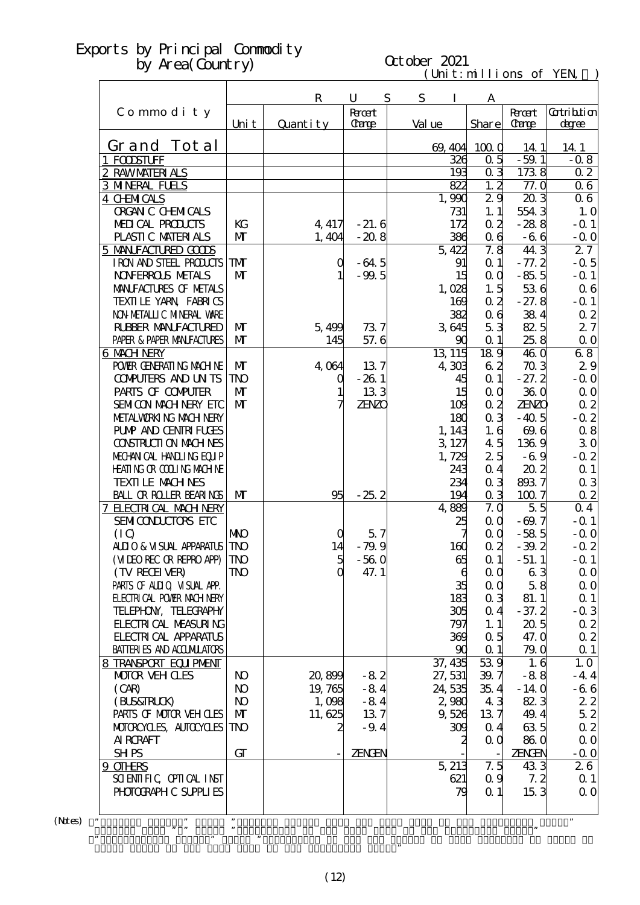# Exports by Principal Commodity by Area(Country)

October 2021

(Unit:millions of YEN, ％)

| Commodity | RUSSIA | | | | | | |
|---|---|---|---|---|---|---|---|
| | Unit | Quantity | Percent Change | Value | Share | Percent Change | Contribution degree |
| Grand Total | | | | 69,404 | 100.0 | 14.1 | 14.1 |
| 1 FOODSTUFF | | | | 326 | 0.5 | -59.1 | -0.8 |
| 2 RAW MATERIALS | | | | 193 | 0.3 | 173.8 | 0.2 |
| 3 MINERAL FUELS | | | | 822 | 1.2 | 77.0 | 0.6 |
| 4 CHEMICALS | | | | 1,990 | 2.9 | 20.3 | 0.6 |
| ORGANIC CHEMICALS | | | | 731 | 1.1 | 554.3 | 1.0 |
| MEDICAL PRODUCTS | KG | 4,417 | -21.6 | 172 | 0.2 | -28.8 | -0.1 |
| PLASTIC MATERIALS | MT | 1,404 | -20.8 | 386 | 0.6 | -6.6 | -0.0 |
| 5 MANUFACTURED GOODS | | | | 5,422 | 7.8 | 44.3 | 2.7 |
| IRON AND STEEL PRODUCTS | TMT | 0 | -64.5 | 91 | 0.1 | -77.2 | -0.5 |
| NONFERROUS METALS | MT | 1 | -99.5 | 15 | 0.0 | -85.5 | -0.1 |
| MANUFACTURES OF METALS | | | | 1,028 | 1.5 | 53.6 | 0.6 |
| TEXTILE YARN, FABRICS | | | | 169 | 0.2 | -27.8 | -0.1 |
| NON-METALLIC MINERAL WARE | | | | 382 | 0.6 | 38.4 | 0.2 |
| RUBBER MANUFACTURED | MT | 5,499 | 73.7 | 3,645 | 5.3 | 82.5 | 2.7 |
| PAPER & PAPER MANUFACTURES | MT | 145 | 57.6 | 90 | 0.1 | 25.8 | 0.0 |
| 6 MACHINERY | | | | 13,115 | 18.9 | 46.0 | 6.8 |
| POWER GENERATING MACHINE | MT | 4,064 | 13.7 | 4,303 | 6.2 | 70.3 | 2.9 |
| COMPUTERS AND UNITS | TNO | 0 | -26.1 | 45 | 0.1 | -27.2 | -0.0 |
| PARTS OF COMPUTER | MT | 1 | 13.3 | 15 | 0.0 | 36.0 | 0.0 |
| SEMICON MACHINERY ETC | MT | 7 | ZENZO | 109 | 0.2 | ZENZO | 0.2 |
| METALWORKING MACHINERY | | | | 180 | 0.3 | -40.5 | -0.2 |
| PUMP AND CENTRIFUGES | | | | 1,143 | 1.6 | 69.6 | 0.8 |
| CONSTRUCTION MACHINES | | | | 3,127 | 4.5 | 136.9 | 3.0 |
| MECHANICAL HANDLING EQUIP | | | | 1,729 | 2.5 | -6.9 | -0.2 |
| HEATING OR COOLING MACHINE | | | | 243 | 0.4 | 20.2 | 0.1 |
| TEXTILE MACHINES | | | | 234 | 0.3 | 893.7 | 0.3 |
| BALL OR ROLLER BEARINGS | MT | 95 | -25.2 | 194 | 0.3 | 100.7 | 0.2 |
| 7 ELECTRICAL MACHINERY | | | | 4,889 | 7.0 | 5.5 | 0.4 |
| SEMICONDUCTORS ETC | | | | 25 | 0.0 | -69.7 | -0.1 |
| (IC) | MNO | 0 | 5.7 | 7 | 0.0 | -58.5 | -0.0 |
| AUDIO & VISUAL APPARATUS | TNO | 14 | -79.9 | 160 | 0.2 | -39.2 | -0.2 |
| (VIDEO REC OR REPRO APP) | TNO | 5 | -56.0 | 65 | 0.1 | -51.1 | -0.1 |
| (TV RECEIVER) | TNO | 0 | 47.1 | 6 | 0.0 | 6.3 | 0.0 |
| PARTS OF AUDIO, VISUAL APP. | | | | 35 | 0.0 | 5.8 | 0.0 |
| ELECTRICAL POWER MACHINERY | | | | 183 | 0.3 | 81.1 | 0.1 |
| TELEPHONY, TELEGRAPHY | | | | 305 | 0.4 | -37.2 | -0.3 |
| ELECTRICAL MEASURING | | | | 797 | 1.1 | 20.5 | 0.2 |
| ELECTRICAL APPARATUS | | | | 369 | 0.5 | 47.0 | 0.2 |
| BATTERIES AND ACCUMULATORS | | | | 90 | 0.1 | 79.0 | 0.1 |
| 8 TRANSPORT EQUIPMENT | | | | 37,435 | 53.9 | 1.6 | 1.0 |
| MOTOR VEHICLES | NO | 20,899 | -8.2 | 27,531 | 39.7 | -8.8 | -4.4 |
| (CAR) | NO | 19,765 | -8.4 | 24,535 | 35.4 | -14.0 | -6.6 |
| (BUS&TRUCK) | NO | 1,098 | -8.4 | 2,980 | 4.3 | 82.3 | 2.2 |
| PARTS OF MOTOR VEHICLES | MT | 11,625 | 13.7 | 9,526 | 13.7 | 49.4 | 5.2 |
| MOTORCYCLES, AUTOCYCLES | TNO | 2 | -9.4 | 309 | 0.4 | 63.5 | 0.2 |
| AIRCRAFT | | | | 2 | 0.0 | 86.0 | 0.0 |
| SHIPS | GT | - | ZENGEN | - | - | ZENGEN | -0.0 |
| 9 OTHERS | | | | 5,213 | 7.5 | 43.3 | 2.6 |
| SCIENTIFIC, OPTICAL INST | | | | 621 | 0.9 | 7.2 | 0.1 |
| PHOTOGRAPHIC SUPPLIES | | | | 79 | 0.1 | 15.3 | 0.0 |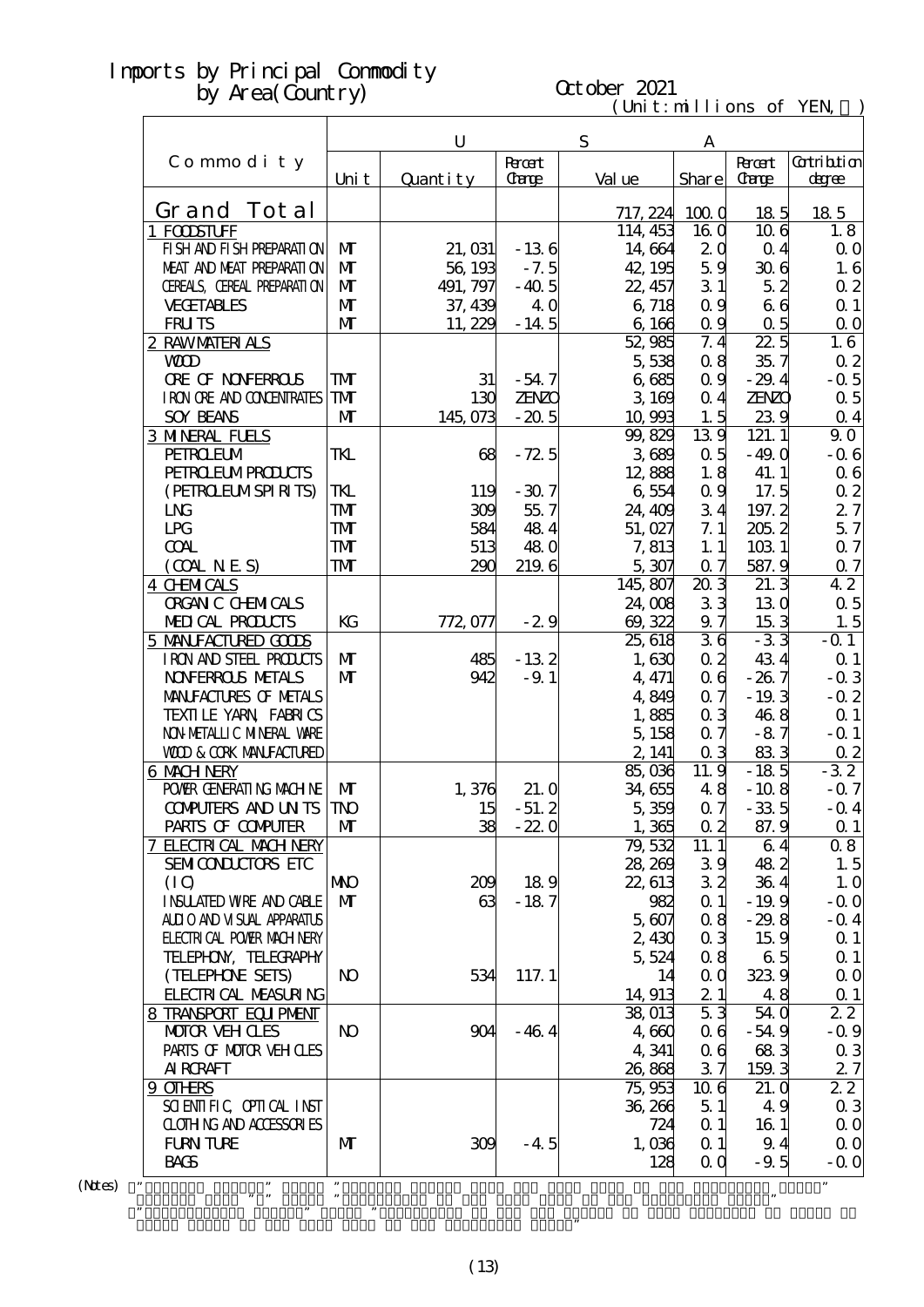# Imports by Principal Commodity by Area(Country)

October 2021

(Unit:millions of YEN,　)

| Commodity | U | | S | A | | | |
|---|---|---|---|---|---|---|---|
| | Unit | Quantity | Percent Change | Value | Share | Percent Change | Contribution degree |
| Grand Total | | | | 717,224 | 100.0 | 18.5 | 18.5 |
| 1 FOODSTUFF | | | | 114,453 | 16.0 | 10.6 | 1.8 |
| FISH AND FISH PREPARATION | MT | 21,031 | -13.6 | 14,664 | 2.0 | 0.4 | 0.0 |
| MEAT AND MEAT PREPARATION | MT | 56,193 | -7.5 | 42,195 | 5.9 | 30.6 | 1.6 |
| CEREALS, CEREAL PREPARATION | MT | 491,797 | -40.5 | 22,457 | 3.1 | 5.2 | 0.2 |
| VEGETABLES | MT | 37,439 | 4.0 | 6,718 | 0.9 | 6.6 | 0.1 |
| FRUITS | MT | 11,229 | -14.5 | 6,166 | 0.9 | 0.5 | 0.0 |
| 2 RAW MATERIALS | | | | 52,985 | 7.4 | 22.5 | 1.6 |
| WOOD | | | | 5,538 | 0.8 | 35.7 | 0.2 |
| ORE OF NONFERROUS | TMT | 31 | -54.7 | 6,685 | 0.9 | -29.4 | -0.5 |
| IRON ORE AND CONCENTRATES | TMT | 130 | ZENZO | 3,169 | 0.4 | ZENZO | 0.5 |
| SOY BEANS | MT | 145,073 | -20.5 | 10,993 | 1.5 | 23.9 | 0.4 |
| 3 MINERAL FUELS | | | | 99,829 | 13.9 | 121.1 | 9.0 |
| PETROLEUM | TKL | 68 | -72.5 | 3,689 | 0.5 | -49.0 | -0.6 |
| PETROLEUM PRODUCTS | | | | 12,888 | 1.8 | 41.1 | 0.6 |
| (PETROLEUM SPIRITS) | TKL | 119 | -30.7 | 6,554 | 0.9 | 17.5 | 0.2 |
| LNG | TMT | 309 | 55.7 | 24,409 | 3.4 | 197.2 | 2.7 |
| LPG | TMT | 584 | 48.4 | 51,027 | 7.1 | 205.2 | 5.7 |
| COAL | TMT | 513 | 48.0 | 7,813 | 1.1 | 103.1 | 0.7 |
| (COAL N.E.S) | TMT | 290 | 219.6 | 5,307 | 0.7 | 587.9 | 0.7 |
| 4 CHEMICALS | | | | 145,807 | 20.3 | 21.3 | 4.2 |
| ORGANIC CHEMICALS | | | | 24,008 | 3.3 | 13.0 | 0.5 |
| MEDICAL PRODUCTS | KG | 772,077 | -2.9 | 69,322 | 9.7 | 15.3 | 1.5 |
| 5 MANUFACTURED GOODS | | | | 25,618 | 3.6 | -3.3 | -0.1 |
| IRON AND STEEL PRODUCTS | MT | 485 | -13.2 | 1,630 | 0.2 | 43.4 | 0.1 |
| NONFERROUS METALS | MT | 942 | -9.1 | 4,471 | 0.6 | -26.7 | -0.3 |
| MANUFACTURES OF METALS | | | | 4,849 | 0.7 | -19.3 | -0.2 |
| TEXTILE YARN, FABRICS | | | | 1,885 | 0.3 | 46.8 | 0.1 |
| NON-METALLIC MINERAL WARE | | | | 5,158 | 0.7 | -8.7 | -0.1 |
| WOOD & CORK MANUFACTURED | | | | 2,141 | 0.3 | 83.3 | 0.2 |
| 6 MACHINERY | | | | 85,036 | 11.9 | -18.5 | -3.2 |
| POWER GENERATING MACHINE | MT | 1,376 | 21.0 | 34,655 | 4.8 | -10.8 | -0.7 |
| COMPUTERS AND UNITS | TNO | 15 | -51.2 | 5,359 | 0.7 | -33.5 | -0.4 |
| PARTS OF COMPUTER | MT | 38 | -22.0 | 1,365 | 0.2 | 87.9 | 0.1 |
| 7 ELECTRICAL MACHINERY | | | | 79,532 | 11.1 | 6.4 | 0.8 |
| SEMICONDUCTORS ETC | | | | 28,269 | 3.9 | 48.2 | 1.5 |
| (IC) | MNO | 209 | 18.9 | 22,613 | 3.2 | 36.4 | 1.0 |
| INSULATED WIRE AND CABLE | MT | 63 | -18.7 | 982 | 0.1 | -19.9 | -0.0 |
| AUDIO AND VISUAL APPARATUS | | | | 5,607 | 0.8 | -29.8 | -0.4 |
| ELECTRICAL POWER MACHINERY | | | | 2,430 | 0.3 | 15.9 | 0.1 |
| TELEPHONY, TELEGRAPHY | | | | 5,524 | 0.8 | 6.5 | 0.1 |
| (TELEPHONE SETS) | NO | 534 | 117.1 | 14 | 0.0 | 323.9 | 0.0 |
| ELECTRICAL MEASURING | | | | 14,913 | 2.1 | 4.8 | 0.1 |
| 8 TRANSPORT EQUIPMENT | | | | 38,013 | 5.3 | 54.0 | 2.2 |
| MOTOR VEHICLES | NO | 904 | -46.4 | 4,660 | 0.6 | -54.9 | -0.9 |
| PARTS OF MOTOR VEHICLES | | | | 4,341 | 0.6 | 68.3 | 0.3 |
| AIRCRAFT | | | | 26,868 | 3.7 | 159.3 | 2.7 |
| 9 OTHERS | | | | 75,953 | 10.6 | 21.0 | 2.2 |
| SCIENTIFIC, OPTICAL INST | | | | 36,266 | 5.1 | 4.9 | 0.3 |
| CLOTHING AND ACCESSORIES | | | | 724 | 0.1 | 16.1 | 0.0 |
| FURNITURE | MT | 309 | -4.5 | 1,036 | 0.1 | 9.4 | 0.0 |
| BAGS | | | | 128 | 0.0 | -9.5 | -0.0 |

(Notes)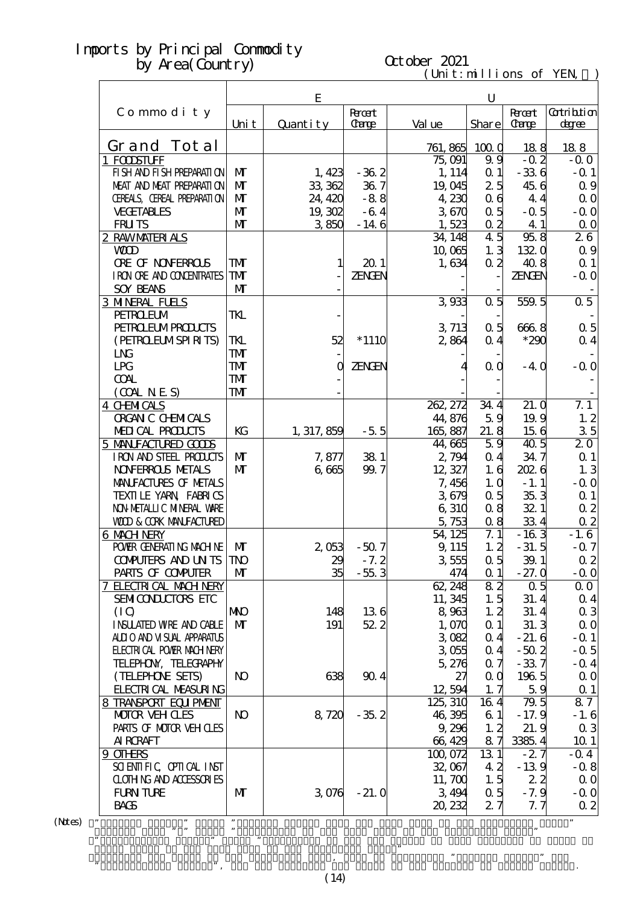# Imports by Principal Commodity by Area(Country)

October 2021

(Unit:millions of YEN,％)

| Commodity | EU | | | | | | |
|---|---|---|---|---|---|---|---|
| | Unit | Quantity | Percent Change | Value | Share | Percent Change | Contribution degree |
| Grand Total | | | | 761,865 | 100.0 | 18.8 | 18.8 |
| 1 FOODSTUFF | | | | 75,091 | 9.9 | -0.2 | -0.0 |
| FISH AND FISH PREPARATION | MT | 1,423 | -36.2 | 1,114 | 0.1 | -33.6 | -0.1 |
| MEAT AND MEAT PREPARATION | MT | 33,362 | 36.7 | 19,045 | 2.5 | 45.6 | 0.9 |
| CEREALS, CEREAL PREPARATION | MT | 24,420 | -8.8 | 4,230 | 0.6 | 4.4 | 0.0 |
| VEGETABLES | MT | 19,302 | -6.4 | 3,670 | 0.5 | -0.5 | -0.0 |
| FRUITS | MT | 3,850 | -14.6 | 1,523 | 0.2 | 4.1 | 0.0 |
| 2 RAW MATERIALS | | | | 34,148 | 4.5 | 95.8 | 2.6 |
| WOOD | | | | 10,065 | 1.3 | 132.0 | 0.9 |
| ORE OF NONFERROUS | TMT | 1 | 20.1 | 1,634 | 0.2 | 40.8 | 0.1 |
| IRON ORE AND CONCENTRATES | TMT | - | ZENGEN | - | - | ZENGEN | -0.0 |
| SOY BEANS | MT | - | | - | - | | - |
| 3 MINERAL FUELS | | | | 3,933 | 0.5 | 559.5 | 0.5 |
| PETROLEUM | TKL | - | | - | - | | - |
| PETROLEUM PRODUCTS | | | | 3,713 | 0.5 | 666.8 | 0.5 |
| (PETROLEUM SPIRITS) | TKL | 52 | *1110 | 2,864 | 0.4 | *290 | 0.4 |
| LNG | TMT | - | | - | - | | - |
| LPG | TMT | 0 | ZENGEN | 4 | 0.0 | -4.0 | -0.0 |
| COAL | TMT | - | | - | - | | - |
| (COAL N.E.S) | TMT | - | | - | - | | - |
| 4 CHEMICALS | | | | 262,272 | 34.4 | 21.0 | 7.1 |
| ORGANIC CHEMICALS | | | | 44,876 | 5.9 | 19.9 | 1.2 |
| MEDICAL PRODUCTS | KG | 1,317,859 | -5.5 | 165,887 | 21.8 | 15.6 | 3.5 |
| 5 MANUFACTURED GOODS | | | | 44,665 | 5.9 | 40.5 | 2.0 |
| IRON AND STEEL PRODUCTS | MT | 7,877 | 38.1 | 2,794 | 0.4 | 34.7 | 0.1 |
| NONFERROUS METALS | MT | 6,665 | 99.7 | 12,327 | 1.6 | 202.6 | 1.3 |
| MANUFACTURES OF METALS | | | | 7,456 | 1.0 | -1.1 | -0.0 |
| TEXTILE YARN, FABRICS | | | | 3,679 | 0.5 | 35.3 | 0.1 |
| NON-METALLIC MINERAL WARE | | | | 6,310 | 0.8 | 32.1 | 0.2 |
| WOOD & CORK MANUFACTURED | | | | 5,753 | 0.8 | 33.4 | 0.2 |
| 6 MACHINERY | | | | 54,125 | 7.1 | -16.3 | -1.6 |
| POWER GENERATING MACHINE | MT | 2,053 | -50.7 | 9,115 | 1.2 | -31.5 | -0.7 |
| COMPUTERS AND UNITS | TNO | 29 | -7.2 | 3,555 | 0.5 | 39.1 | 0.2 |
| PARTS OF COMPUTER | MT | 35 | -55.3 | 474 | 0.1 | -27.0 | -0.0 |
| 7 ELECTRICAL MACHINERY | | | | 62,248 | 8.2 | 0.5 | 0.0 |
| SEMICONDUCTORS ETC | | | | 11,345 | 1.5 | 31.4 | 0.4 |
| (IC) | MNO | 148 | 13.6 | 8,963 | 1.2 | 31.4 | 0.3 |
| INSULATED WIRE AND CABLE | MT | 191 | 52.2 | 1,070 | 0.1 | 31.3 | 0.0 |
| AUDIO AND VISUAL APPARATUS | | | | 3,082 | 0.4 | -21.6 | -0.1 |
| ELECTRICAL POWER MACHINERY | | | | 3,055 | 0.4 | -50.2 | -0.5 |
| TELEPHONY, TELEGRAPHY | | | | 5,276 | 0.7 | -33.7 | -0.4 |
| (TELEPHONE SETS) | NO | 638 | 90.4 | 27 | 0.0 | 196.5 | 0.0 |
| ELECTRICAL MEASURING | | | | 12,594 | 1.7 | 5.9 | 0.1 |
| 8 TRANSPORT EQUIPMENT | | | | 125,310 | 16.4 | 79.5 | 8.7 |
| MOTOR VEHICLES | NO | 8,720 | -35.2 | 46,395 | 6.1 | -17.9 | -1.6 |
| PARTS OF MOTOR VEHICLES | | | | 9,296 | 1.2 | 21.9 | 0.3 |
| AIRCRAFT | | | | 66,429 | 8.7 | 3385.4 | 10.1 |
| 9 OTHERS | | | | 100,072 | 13.1 | -2.7 | -0.4 |
| SCIENTIFIC, OPTICAL INST | | | | 32,067 | 4.2 | -13.9 | -0.8 |
| CLOTHING AND ACCESSORIES | | | | 11,700 | 1.5 | 2.2 | 0.0 |
| FURNITURE | MT | 3,076 | -21.0 | 3,494 | 0.5 | -7.9 | -0.0 |
| BAGS | | | | 20,232 | 2.7 | 7.7 | 0.2 |

(Notes)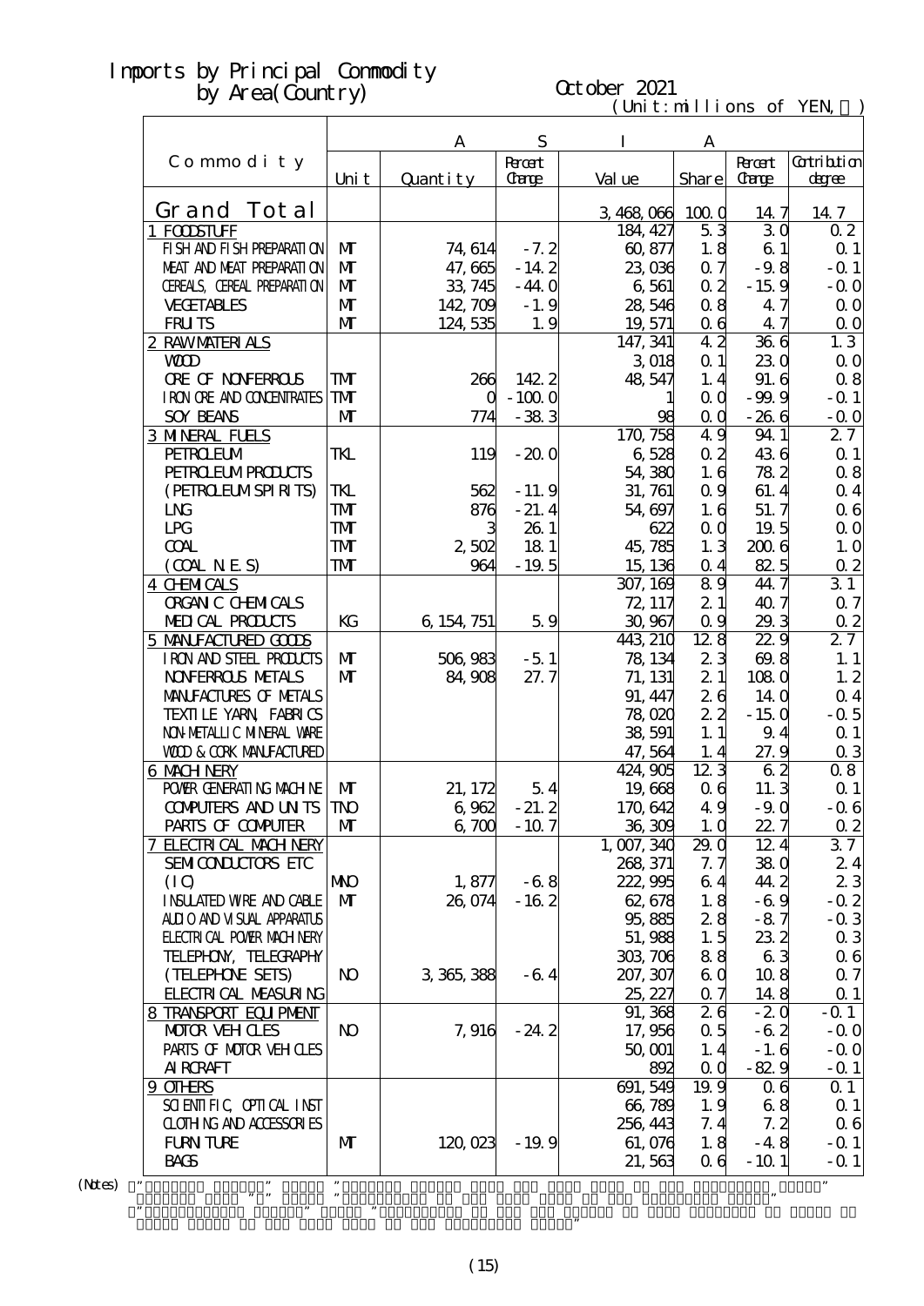# Imports by Principal Commodity by Area(Country)

October 2021

(Unit:millions of YEN, ％)

| Commodity | ASIA | | | | | | |
|---|---|---|---|---|---|---|---|
| | Unit | Quantity | Percent Change | Value | Share | Percent Change | Contribution degree |
| Grand Total | | | | 3,468,066 | 100.0 | 14.7 | 14.7 |
| 1 FOODSTUFF | | | | 184,427 | 5.3 | 3.0 | 0.2 |
| FISH AND FISH PREPARATION | MT | 74,614 | -7.2 | 60,877 | 1.8 | 6.1 | 0.1 |
| MEAT AND MEAT PREPARATION | MT | 47,665 | -14.2 | 23,036 | 0.7 | -9.8 | -0.1 |
| CEREALS, CEREAL PREPARATION | MT | 33,745 | -44.0 | 6,561 | 0.2 | -15.9 | -0.0 |
| VEGETABLES | MT | 142,709 | -1.9 | 28,546 | 0.8 | 4.7 | 0.0 |
| FRUITS | MT | 124,535 | 1.9 | 19,571 | 0.6 | 4.7 | 0.0 |
| 2 RAW MATERIALS | | | | 147,341 | 4.2 | 36.6 | 1.3 |
| WOOD | | | | 3,018 | 0.1 | 23.0 | 0.0 |
| ORE OF NONFERROUS | TMT | 266 | 142.2 | 48,547 | 1.4 | 91.6 | 0.8 |
| IRON ORE AND CONCENTRATES | TMT | 0 | -100.0 | 1 | 0.0 | -99.9 | -0.1 |
| SOY BEANS | MT | 774 | -38.3 | 98 | 0.0 | -26.6 | -0.0 |
| 3 MINERAL FUELS | | | | 170,758 | 4.9 | 94.1 | 2.7 |
| PETROLEUM | TKL | 119 | -20.0 | 6,528 | 0.2 | 43.6 | 0.1 |
| PETROLEUM PRODUCTS | | | | 54,380 | 1.6 | 78.2 | 0.8 |
| (PETROLEUM SPIRITS) | TKL | 562 | -11.9 | 31,761 | 0.9 | 61.4 | 0.4 |
| LNG | TMT | 876 | -21.4 | 54,697 | 1.6 | 51.7 | 0.6 |
| LPG | TMT | 3 | 26.1 | 622 | 0.0 | 19.5 | 0.0 |
| COAL | TMT | 2,502 | 18.1 | 45,785 | 1.3 | 200.6 | 1.0 |
| (COAL N.E.S) | TMT | 964 | -19.5 | 15,136 | 0.4 | 82.5 | 0.2 |
| 4 CHEMICALS | | | | 307,169 | 8.9 | 44.7 | 3.1 |
| ORGANIC CHEMICALS | | | | 72,117 | 2.1 | 40.7 | 0.7 |
| MEDICAL PRODUCTS | KG | 6,154,751 | 5.9 | 30,967 | 0.9 | 29.3 | 0.2 |
| 5 MANUFACTURED GOODS | | | | 443,210 | 12.8 | 22.9 | 2.7 |
| IRON AND STEEL PRODUCTS | MT | 506,983 | -5.1 | 78,134 | 2.3 | 69.8 | 1.1 |
| NONFERROUS METALS | MT | 84,908 | 27.7 | 71,131 | 2.1 | 108.0 | 1.2 |
| MANUFACTURES OF METALS | | | | 91,447 | 2.6 | 14.0 | 0.4 |
| TEXTILE YARN, FABRICS | | | | 78,020 | 2.2 | -15.0 | -0.5 |
| NON-METALLIC MINERAL WARE | | | | 38,591 | 1.1 | 9.4 | 0.1 |
| WOOD & CORK MANUFACTURED | | | | 47,564 | 1.4 | 27.9 | 0.3 |
| 6 MACHINERY | | | | 424,905 | 12.3 | 6.2 | 0.8 |
| POWER GENERATING MACHINE | MT | 21,172 | 5.4 | 19,668 | 0.6 | 11.3 | 0.1 |
| COMPUTERS AND UNITS | TNO | 6,962 | -21.2 | 170,642 | 4.9 | -9.0 | -0.6 |
| PARTS OF COMPUTER | MT | 6,700 | -10.7 | 36,309 | 1.0 | 22.7 | 0.2 |
| 7 ELECTRICAL MACHINERY | | | | 1,007,340 | 29.0 | 12.4 | 3.7 |
| SEMICONDUCTORS ETC | | | | 268,371 | 7.7 | 38.0 | 2.4 |
| (IC) | MNO | 1,877 | -6.8 | 222,995 | 6.4 | 44.2 | 2.3 |
| INSULATED WIRE AND CABLE | MT | 26,074 | -16.2 | 62,678 | 1.8 | -6.9 | -0.2 |
| AUDIO AND VISUAL APPARATUS | | | | 95,885 | 2.8 | -8.7 | -0.3 |
| ELECTRICAL POWER MACHINERY | | | | 51,988 | 1.5 | 23.2 | 0.3 |
| TELEPHONY, TELEGRAPHY | | | | 303,706 | 8.8 | 6.3 | 0.6 |
| (TELEPHONE SETS) | NO | 3,365,388 | -6.4 | 207,307 | 6.0 | 10.8 | 0.7 |
| ELECTRICAL MEASURING | | | | 25,227 | 0.7 | 14.8 | 0.1 |
| 8 TRANSPORT EQUIPMENT | | | | 91,368 | 2.6 | -2.0 | -0.1 |
| MOTOR VEHICLES | NO | 7,916 | -24.2 | 17,956 | 0.5 | -6.2 | -0.0 |
| PARTS OF MOTOR VEHICLES | | | | 50,001 | 1.4 | -1.6 | -0.0 |
| AIRCRAFT | | | | 892 | 0.0 | -82.9 | -0.1 |
| 9 OTHERS | | | | 691,549 | 19.9 | 0.6 | 0.1 |
| SCIENTIFIC, OPTICAL INST | | | | 66,789 | 1.9 | 6.8 | 0.1 |
| CLOTHING AND ACCESSORIES | | | | 256,443 | 7.4 | 7.2 | 0.6 |
| FURNITURE | MT | 120,023 | -19.9 | 61,076 | 1.8 | -4.8 | -0.1 |
| BAGS | | | | 21,563 | 0.6 | -10.1 | -0.1 |

(Notes)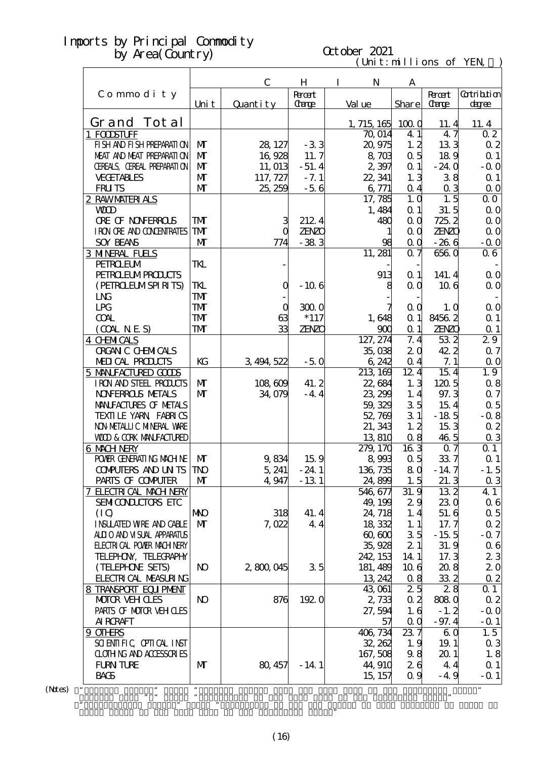# Imports by Principal Commodity by Area(Country)

October 2021

(Unit:millions of YEN,％)

| Commodity | CHINA | | | | | | |
|---|---|---|---|---|---|---|---|
| | Unit | Quantity | Percent Change | Value | Share | Percent Change | Contribution degree |
| Grand Total | | | | 1,715,165 | 100.0 | 11.4 | 11.4 |
| 1 FOODSTUFF | | | | 70,014 | 4.1 | 4.7 | 0.2 |
| FISH AND FISH PREPARATION | MT | 28,127 | -3.3 | 20,975 | 1.2 | 13.3 | 0.2 |
| MEAT AND MEAT PREPARATION | MT | 16,928 | 11.7 | 8,703 | 0.5 | 18.9 | 0.1 |
| CEREALS, CEREAL PREPARATION | MT | 11,013 | -51.4 | 2,397 | 0.1 | -24.0 | -0.0 |
| VEGETABLES | MT | 117,727 | -7.1 | 22,341 | 1.3 | 3.8 | 0.1 |
| FRUITS | MT | 25,259 | -5.6 | 6,771 | 0.4 | 0.3 | 0.0 |
| 2 RAW MATERIALS | | | | 17,785 | 1.0 | 1.5 | 0.0 |
| WOOD | | | | 1,484 | 0.1 | 31.5 | 0.0 |
| ORE OF NONFERROUS | TMT | 3 | 212.4 | 480 | 0.0 | 725.2 | 0.0 |
| IRON ORE AND CONCENTRATES | TMT | 0 | ZENZO | 1 | 0.0 | ZENZO | 0.0 |
| SOY BEANS | MT | 774 | -38.3 | 98 | 0.0 | -26.6 | -0.0 |
| 3 MINERAL FUELS | | | | 11,281 | 0.7 | 656.0 | 0.6 |
| PETROLEUM | TKL | - | | - | - | | - |
| PETROLEUM PRODUCTS | | | | 913 | 0.1 | 141.4 | 0.0 |
| (PETROLEUM SPIRITS) | TKL | 0 | -10.6 | 8 | 0.0 | 10.6 | 0.0 |
| LNG | TMT | - | | - | - | | - |
| LPG | TMT | 0 | 300.0 | 7 | 0.0 | 1.0 | 0.0 |
| COAL | TMT | 63 | *117 | 1,648 | 0.1 | 8456.2 | 0.1 |
| (COAL N.E.S) | TMT | 33 | ZENZO | 900 | 0.1 | ZENZO | 0.1 |
| 4 CHEMICALS | | | | 127,274 | 7.4 | 53.2 | 2.9 |
| ORGANIC CHEMICALS | | | | 35,038 | 2.0 | 42.2 | 0.7 |
| MEDICAL PRODUCTS | KG | 3,494,522 | -5.0 | 6,242 | 0.4 | 7.1 | 0.0 |
| 5 MANUFACTURED GOODS | | | | 213,169 | 12.4 | 15.4 | 1.9 |
| IRON AND STEEL PRODUCTS | MT | 108,609 | 41.2 | 22,684 | 1.3 | 120.5 | 0.8 |
| NONFERROUS METALS | MT | 34,079 | -4.4 | 23,299 | 1.4 | 97.3 | 0.7 |
| MANUFACTURES OF METALS | | | | 59,329 | 3.5 | 15.4 | 0.5 |
| TEXTILE YARN, FABRICS | | | | 52,769 | 3.1 | -18.5 | -0.8 |
| NON-METALLIC MINERAL WARE | | | | 21,343 | 1.2 | 15.3 | 0.2 |
| WOOD & CORK MANUFACTURED | | | | 13,810 | 0.8 | 46.5 | 0.3 |
| 6 MACHINERY | | | | 279,170 | 16.3 | 0.7 | 0.1 |
| POWER GENERATING MACHINE | MT | 9,834 | 15.9 | 8,993 | 0.5 | 33.7 | 0.1 |
| COMPUTERS AND UNITS | TNO | 5,241 | -24.1 | 136,735 | 8.0 | -14.7 | -1.5 |
| PARTS OF COMPUTER | MT | 4,947 | -13.1 | 24,899 | 1.5 | 21.3 | 0.3 |
| 7 ELECTRICAL MACHINERY | | | | 546,677 | 31.9 | 13.2 | 4.1 |
| SEMICONDUCTORS ETC | | | | 49,199 | 2.9 | 23.0 | 0.6 |
| (IC) | MNO | 318 | 41.4 | 24,718 | 1.4 | 51.6 | 0.5 |
| INSULATED WIRE AND CABLE | MT | 7,022 | 4.4 | 18,332 | 1.1 | 17.7 | 0.2 |
| AUDIO AND VISUAL APPARATUS | | | | 60,600 | 3.5 | -15.5 | -0.7 |
| ELECTRICAL POWER MACHINERY | | | | 35,928 | 2.1 | 31.9 | 0.6 |
| TELEPHONY, TELEGRAPHY | | | | 242,153 | 14.1 | 17.3 | 2.3 |
| (TELEPHONE SETS) | NO | 2,800,045 | 3.5 | 181,489 | 10.6 | 20.8 | 2.0 |
| ELECTRICAL MEASURING | | | | 13,242 | 0.8 | 33.2 | 0.2 |
| 8 TRANSPORT EQUIPMENT | | | | 43,061 | 2.5 | 2.8 | 0.1 |
| MOTOR VEHICLES | NO | 876 | 192.0 | 2,733 | 0.2 | 808.0 | 0.2 |
| PARTS OF MOTOR VEHICLES | | | | 27,594 | 1.6 | -1.2 | -0.0 |
| AIRCRAFT | | | | 57 | 0.0 | -97.4 | -0.1 |
| 9 OTHERS | | | | 406,734 | 23.7 | 6.0 | 1.5 |
| SCIENTIFIC, OPTICAL INST | | | | 32,262 | 1.9 | 19.1 | 0.3 |
| CLOTHING AND ACCESSORIES | | | | 167,508 | 9.8 | 20.1 | 1.8 |
| FURNITURE | MT | 80,457 | -14.1 | 44,910 | 2.6 | 4.4 | 0.1 |
| BAGS | | | | 15,157 | 0.9 | -4.9 | -0.1 |

(Notes)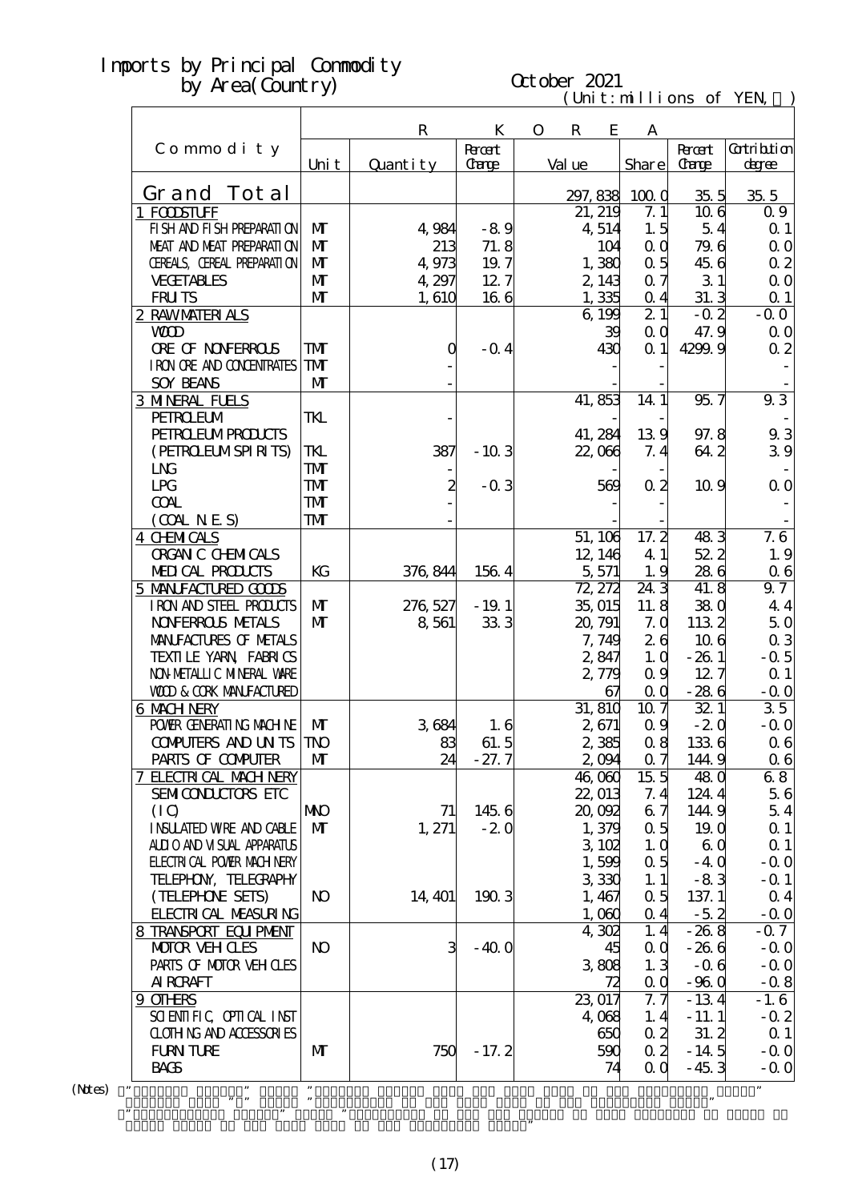# Imports by Principal Commodity by Area(Country)

October 2021

(Unit:millions of YEN, ％)

| Commodity | Unit | Quantity | Percent Change | Value | Share | Percent Change | Contribution degree |
|---|---|---|---|---|---|---|---|
| | **R K O R E A** | | | | | | |
| **Grand Total** | | | | 297,838 | 100.0 | 35.5 | 35.5 |
| 1 FOODSTUFF | | | | 21,219 | 7.1 | 10.6 | 0.9 |
| FISH AND FISH PREPARATION | MT | 4,984 | -8.9 | 4,514 | 1.5 | 5.4 | 0.1 |
| MEAT AND MEAT PREPARATION | MT | 213 | 71.8 | 104 | 0.0 | 79.6 | 0.0 |
| CEREALS, CEREAL PREPARATION | MT | 4,973 | 19.7 | 1,380 | 0.5 | 45.6 | 0.2 |
| VEGETABLES | MT | 4,297 | 12.7 | 2,143 | 0.7 | 3.1 | 0.0 |
| FRUITS | MT | 1,610 | 16.6 | 1,335 | 0.4 | 31.3 | 0.1 |
| 2 RAW MATERIALS | | | | 6,199 | 2.1 | -0.2 | -0.0 |
| WOOD | | | | 39 | 0.0 | 47.9 | 0.0 |
| ORE OF NONFERROUS | TMT | 0 | -0.4 | 430 | 0.1 | 4299.9 | 0.2 |
| IRON ORE AND CONCENTRATES | TMT | - | | - | - | | - |
| SOY BEANS | MT | - | | - | - | | - |
| 3 MINERAL FUELS | | | | 41,853 | 14.1 | 95.7 | 9.3 |
| PETROLEUM | TKL | - | | - | - | | - |
| PETROLEUM PRODUCTS | | | | 41,284 | 13.9 | 97.8 | 9.3 |
| (PETROLEUM SPIRITS) | TKL | 387 | -10.3 | 22,066 | 7.4 | 64.2 | 3.9 |
| LNG | TMT | - | | - | - | | - |
| LPG | TMT | 2 | -0.3 | 569 | 0.2 | 10.9 | 0.0 |
| COAL | TMT | - | | - | - | | - |
| (COAL N.E.S) | TMT | - | | - | - | | - |
| 4 CHEMICALS | | | | 51,106 | 17.2 | 48.3 | 7.6 |
| ORGANIC CHEMICALS | | | | 12,146 | 4.1 | 52.2 | 1.9 |
| MEDICAL PRODUCTS | KG | 376,844 | 156.4 | 5,571 | 1.9 | 28.6 | 0.6 |
| 5 MANUFACTURED GOODS | | | | 72,272 | 24.3 | 41.8 | 9.7 |
| IRON AND STEEL PRODUCTS | MT | 276,527 | -19.1 | 35,015 | 11.8 | 38.0 | 4.4 |
| NONFERROUS METALS | MT | 8,561 | 33.3 | 20,791 | 7.0 | 113.2 | 5.0 |
| MANUFACTURES OF METALS | | | | 7,749 | 2.6 | 10.6 | 0.3 |
| TEXTILE YARN, FABRICS | | | | 2,847 | 1.0 | -26.1 | -0.5 |
| NON-METALLIC MINERAL WARE | | | | 2,779 | 0.9 | 12.7 | 0.1 |
| WOOD & CORK MANUFACTURED | | | | 67 | 0.0 | -28.6 | -0.0 |
| 6 MACHINERY | | | | 31,810 | 10.7 | 32.1 | 3.5 |
| POWER GENERATING MACHINE | MT | 3,684 | 1.6 | 2,671 | 0.9 | -2.0 | -0.0 |
| COMPUTERS AND UNITS | TNO | 83 | 61.5 | 2,385 | 0.8 | 133.6 | 0.6 |
| PARTS OF COMPUTER | MT | 24 | -27.7 | 2,094 | 0.7 | 144.9 | 0.6 |
| 7 ELECTRICAL MACHINERY | | | | 46,060 | 15.5 | 48.0 | 6.8 |
| SEMICONDUCTORS ETC | | | | 22,013 | 7.4 | 124.4 | 5.6 |
| (IC) | MNO | 71 | 145.6 | 20,092 | 6.7 | 144.9 | 5.4 |
| INSULATED WIRE AND CABLE | MT | 1,271 | -2.0 | 1,379 | 0.5 | 19.0 | 0.1 |
| AUDIO AND VISUAL APPARATUS | | | | 3,102 | 1.0 | 6.0 | 0.1 |
| ELECTRICAL POWER MACHINERY | | | | 1,599 | 0.5 | -4.0 | -0.0 |
| TELEPHONY, TELEGRAPHY | | | | 3,330 | 1.1 | -8.3 | -0.1 |
| (TELEPHONE SETS) | NO | 14,401 | 190.3 | 1,467 | 0.5 | 137.1 | 0.4 |
| ELECTRICAL MEASURING | | | | 1,060 | 0.4 | -5.2 | -0.0 |
| 8 TRANSPORT EQUIPMENT | | | | 4,302 | 1.4 | -26.8 | -0.7 |
| MOTOR VEHICLES | NO | 3 | -40.0 | 45 | 0.0 | -26.6 | -0.0 |
| PARTS OF MOTOR VEHICLES | | | | 3,808 | 1.3 | -0.6 | -0.0 |
| AIRCRAFT | | | | 72 | 0.0 | -96.0 | -0.8 |
| 9 OTHERS | | | | 23,017 | 7.7 | -13.4 | -1.6 |
| SCIENTIFIC, OPTICAL INST | | | | 4,068 | 1.4 | -11.1 | -0.2 |
| CLOTHING AND ACCESSORIES | | | | 650 | 0.2 | 31.2 | 0.1 |
| FURNITURE | MT | 750 | -17.2 | 590 | 0.2 | -14.5 | -0.0 |
| BAGS | | | | 74 | 0.0 | -45.3 | -0.0 |

(Notes)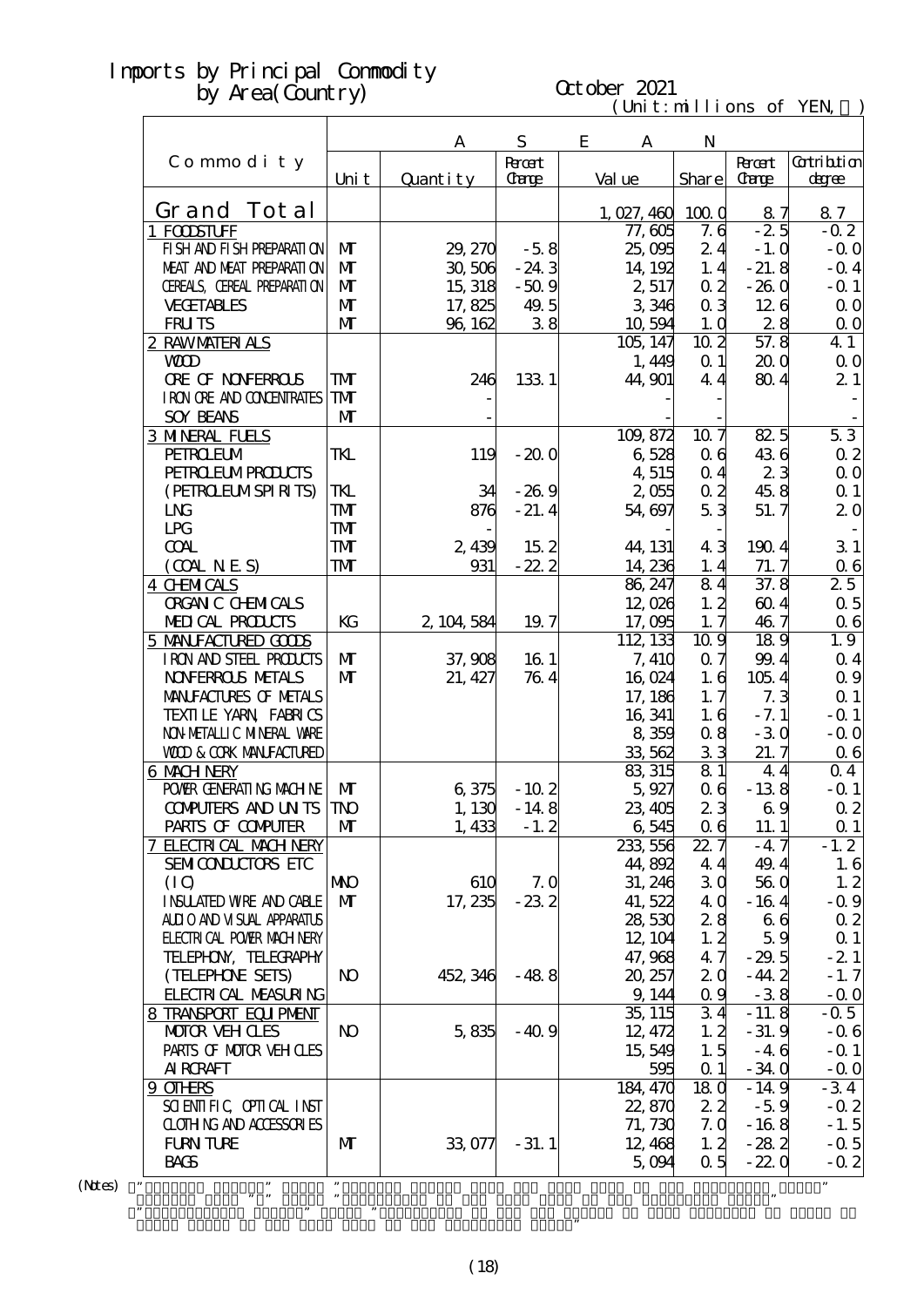# Imports by Principal Commodity by Area(Country)

October 2021

(Unit:millions of YEN, ％)

| Commodity | ASEAN | | | | | | |
|---|---|---|---|---|---|---|---|
| | Unit | Quantity | Percent Change | Value | Share | Percent Change | Contribution degree |
| Grand Total | | | | 1,027,460 | 100.0 | 8.7 | 8.7 |
| 1 FOODSTUFF | | | | 77,605 | 7.6 | -2.5 | -0.2 |
| FISH AND FISH PREPARATION | MT | 29,270 | -5.8 | 25,095 | 2.4 | -1.0 | -0.0 |
| MEAT AND MEAT PREPARATION | MT | 30,506 | -24.3 | 14,192 | 1.4 | -21.8 | -0.4 |
| CEREALS, CEREAL PREPARATION | MT | 15,318 | -50.9 | 2,517 | 0.2 | -26.0 | -0.1 |
| VEGETABLES | MT | 17,825 | 49.5 | 3,346 | 0.3 | 12.6 | 0.0 |
| FRUITS | MT | 96,162 | 3.8 | 10,594 | 1.0 | 2.8 | 0.0 |
| 2 RAW MATERIALS | | | | 105,147 | 10.2 | 57.8 | 4.1 |
| WOOD | | | | 1,449 | 0.1 | 20.0 | 0.0 |
| ORE OF NONFERROUS | TMT | 246 | 133.1 | 44,901 | 4.4 | 80.4 | 2.1 |
| IRON ORE AND CONCENTRATES | TMT | - | | - | - | | - |
| SOY BEANS | MT | - | | - | - | | - |
| 3 MINERAL FUELS | | | | 109,872 | 10.7 | 82.5 | 5.3 |
| PETROLEUM | TKL | 119 | -20.0 | 6,528 | 0.6 | 43.6 | 0.2 |
| PETROLEUM PRODUCTS | | | | 4,515 | 0.4 | 2.3 | 0.0 |
| (PETROLEUM SPIRITS) | TKL | 34 | -26.9 | 2,055 | 0.2 | 45.8 | 0.1 |
| LNG | TMT | 876 | -21.4 | 54,697 | 5.3 | 51.7 | 2.0 |
| LPG | TMT | - | | - | - | | - |
| COAL | TMT | 2,439 | 15.2 | 44,131 | 4.3 | 190.4 | 3.1 |
| (COAL N.E.S) | TMT | 931 | -22.2 | 14,236 | 1.4 | 71.7 | 0.6 |
| 4 CHEMICALS | | | | 86,247 | 8.4 | 37.8 | 2.5 |
| ORGANIC CHEMICALS | | | | 12,026 | 1.2 | 60.4 | 0.5 |
| MEDICAL PRODUCTS | KG | 2,104,584 | 19.7 | 17,095 | 1.7 | 46.7 | 0.6 |
| 5 MANUFACTURED GOODS | | | | 112,133 | 10.9 | 18.9 | 1.9 |
| IRON AND STEEL PRODUCTS | MT | 37,908 | 16.1 | 7,410 | 0.7 | 99.4 | 0.4 |
| NONFERROUS METALS | MT | 21,427 | 76.4 | 16,024 | 1.6 | 105.4 | 0.9 |
| MANUFACTURES OF METALS | | | | 17,186 | 1.7 | 7.3 | 0.1 |
| TEXTILE YARN, FABRICS | | | | 16,341 | 1.6 | -7.1 | -0.1 |
| NON-METALLIC MINERAL WARE | | | | 8,359 | 0.8 | -3.0 | -0.0 |
| WOOD & CORK MANUFACTURED | | | | 33,562 | 3.3 | 21.7 | 0.6 |
| 6 MACHINERY | | | | 83,315 | 8.1 | 4.4 | 0.4 |
| POWER GENERATING MACHINE | MT | 6,375 | -10.2 | 5,927 | 0.6 | -13.8 | -0.1 |
| COMPUTERS AND UNITS | TNO | 1,130 | -14.8 | 23,405 | 2.3 | 6.9 | 0.2 |
| PARTS OF COMPUTER | MT | 1,433 | -1.2 | 6,545 | 0.6 | 11.1 | 0.1 |
| 7 ELECTRICAL MACHINERY | | | | 233,556 | 22.7 | -4.7 | -1.2 |
| SEMICONDUCTORS ETC | | | | 44,892 | 4.4 | 49.4 | 1.6 |
| (IC) | MNO | 610 | 7.0 | 31,246 | 3.0 | 56.0 | 1.2 |
| INSULATED WIRE AND CABLE | MT | 17,235 | -23.2 | 41,522 | 4.0 | -16.4 | -0.9 |
| AUDIO AND VISUAL APPARATUS | | | | 28,530 | 2.8 | 6.6 | 0.2 |
| ELECTRICAL POWER MACHINERY | | | | 12,104 | 1.2 | 5.9 | 0.1 |
| TELEPHONY, TELEGRAPHY | | | | 47,968 | 4.7 | -29.5 | -2.1 |
| (TELEPHONE SETS) | NO | 452,346 | -48.8 | 20,257 | 2.0 | -44.2 | -1.7 |
| ELECTRICAL MEASURING | | | | 9,144 | 0.9 | -3.8 | -0.0 |
| 8 TRANSPORT EQUIPMENT | | | | 35,115 | 3.4 | -11.8 | -0.5 |
| MOTOR VEHICLES | NO | 5,835 | -40.9 | 12,472 | 1.2 | -31.9 | -0.6 |
| PARTS OF MOTOR VEHICLES | | | | 15,549 | 1.5 | -4.6 | -0.1 |
| AIRCRAFT | | | | 595 | 0.1 | -34.0 | -0.0 |
| 9 OTHERS | | | | 184,470 | 18.0 | -14.9 | -3.4 |
| SCIENTIFIC, OPTICAL INST | | | | 22,870 | 2.2 | -5.9 | -0.2 |
| CLOTHING AND ACCESSORIES | | | | 71,730 | 7.0 | -16.8 | -1.5 |
| FURNITURE | MT | 33,077 | -31.1 | 12,468 | 1.2 | -28.2 | -0.5 |
| BAGS | | | | 5,094 | 0.5 | -22.0 | -0.2 |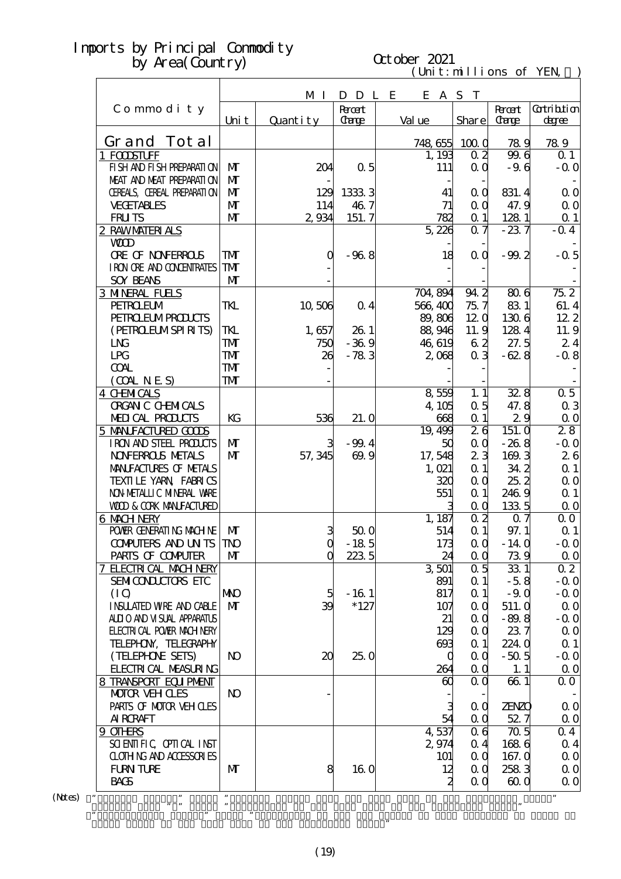# Imports by Principal Commodity by Area(Country)

October 2021

(Unit:millions of YEN, ％)

| Commodity | MIDDLE EAST | | | | | | |
|---|---|---|---|---|---|---|---|
| | Unit | Quantity | Percent Change | Value | Share | Percent Change | Contribution degree |
| **Grand Total** | | | | 748,655 | 100.0 | 78.9 | 78.9 |
| 1 FOODSTUFF | | | | 1,193 | 0.2 | 99.6 | 0.1 |
| FISH AND FISH PREPARATION | MT | 204 | 0.5 | 111 | 0.0 | -9.6 | -0.0 |
| MEAT AND MEAT PREPARATION | MT | - | | - | - | | - |
| CEREALS, CEREAL PREPARATION | MT | 129 | 1333.3 | 41 | 0.0 | 831.4 | 0.0 |
| VEGETABLES | MT | 114 | 46.7 | 71 | 0.0 | 47.9 | 0.0 |
| FRUITS | MT | 2,934 | 151.7 | 782 | 0.1 | 128.1 | 0.1 |
| 2 RAW MATERIALS | | | | 5,226 | 0.7 | -23.7 | -0.4 |
| WOOD | | | | - | - | | - |
| ORE OF NONFERROUS | TMT | 0 | -96.8 | 18 | 0.0 | -99.2 | -0.5 |
| IRON ORE AND CONCENTRATES | TMT | - | | - | - | | - |
| SOY BEANS | MT | - | | - | - | | - |
| 3 MINERAL FUELS | | | | 704,894 | 94.2 | 80.6 | 75.2 |
| PETROLEUM | TKL | 10,506 | 0.4 | 566,400 | 75.7 | 83.1 | 61.4 |
| PETROLEUM PRODUCTS | | | | 89,806 | 12.0 | 130.6 | 12.2 |
| (PETROLEUM SPIRITS) | TKL | 1,657 | 26.1 | 88,946 | 11.9 | 128.4 | 11.9 |
| LNG | TMT | 750 | -36.9 | 46,619 | 6.2 | 27.5 | 2.4 |
| LPG | TMT | 26 | -78.3 | 2,068 | 0.3 | -62.8 | -0.8 |
| COAL | TMT | - | | - | - | | - |
| (COAL N.E.S) | TMT | - | | - | - | | - |
| 4 CHEMICALS | | | | 8,559 | 1.1 | 32.8 | 0.5 |
| ORGANIC CHEMICALS | | | | 4,105 | 0.5 | 47.8 | 0.3 |
| MEDICAL PRODUCTS | KG | 536 | 21.0 | 668 | 0.1 | 2.9 | 0.0 |
| 5 MANUFACTURED GOODS | | | | 19,499 | 2.6 | 151.0 | 2.8 |
| IRON AND STEEL PRODUCTS | MT | 3 | -99.4 | 50 | 0.0 | -26.8 | -0.0 |
| NONFERROUS METALS | MT | 57,345 | 69.9 | 17,548 | 2.3 | 169.3 | 2.6 |
| MANUFACTURES OF METALS | | | | 1,021 | 0.1 | 34.2 | 0.1 |
| TEXTILE YARN, FABRICS | | | | 320 | 0.0 | 25.2 | 0.0 |
| NON-METALLIC MINERAL WARE | | | | 551 | 0.1 | 246.9 | 0.1 |
| WOOD & CORK MANUFACTURED | | | | 3 | 0.0 | 133.5 | 0.0 |
| 6 MACHINERY | | | | 1,187 | 0.2 | 0.7 | 0.0 |
| POWER GENERATING MACHINE | MT | 3 | 50.0 | 514 | 0.1 | 97.1 | 0.1 |
| COMPUTERS AND UNITS | TNO | 0 | -18.5 | 173 | 0.0 | -14.0 | -0.0 |
| PARTS OF COMPUTER | MT | 0 | 223.5 | 24 | 0.0 | 73.9 | 0.0 |
| 7 ELECTRICAL MACHINERY | | | | 3,501 | 0.5 | 33.1 | 0.2 |
| SEMICONDUCTORS ETC | | | | 891 | 0.1 | -5.8 | -0.0 |
| (IC) | MNO | 5 | -16.1 | 817 | 0.1 | -9.0 | -0.0 |
| INSULATED WIRE AND CABLE | MT | 39 | *127 | 107 | 0.0 | 511.0 | 0.0 |
| AUDIO AND VISUAL APPARATUS | | | | 21 | 0.0 | -89.8 | -0.0 |
| ELECTRICAL POWER MACHINERY | | | | 129 | 0.0 | 23.7 | 0.0 |
| TELEPHONY, TELEGRAPHY | | | | 693 | 0.1 | 224.0 | 0.1 |
| (TELEPHONE SETS) | NO | 20 | 25.0 | 0 | 0.0 | -50.5 | -0.0 |
| ELECTRICAL MEASURING | | | | 264 | 0.0 | 1.1 | 0.0 |
| 8 TRANSPORT EQUIPMENT | | | | 60 | 0.0 | 66.1 | 0.0 |
| MOTOR VEHICLES | NO | - | | - | - | | - |
| PARTS OF MOTOR VEHICLES | | | | 3 | 0.0 | ZENZO | 0.0 |
| AIRCRAFT | | | | 54 | 0.0 | 52.7 | 0.0 |
| 9 OTHERS | | | | 4,537 | 0.6 | 70.5 | 0.4 |
| SCIENTIFIC, OPTICAL INST | | | | 2,974 | 0.4 | 168.6 | 0.4 |
| CLOTHING AND ACCESSORIES | | | | 101 | 0.0 | 167.0 | 0.0 |
| FURNITURE | MT | 8 | 16.0 | 12 | 0.0 | 258.3 | 0.0 |
| BAGS | | | | 2 | 0.0 | 60.0 | 0.0 |

(Notes)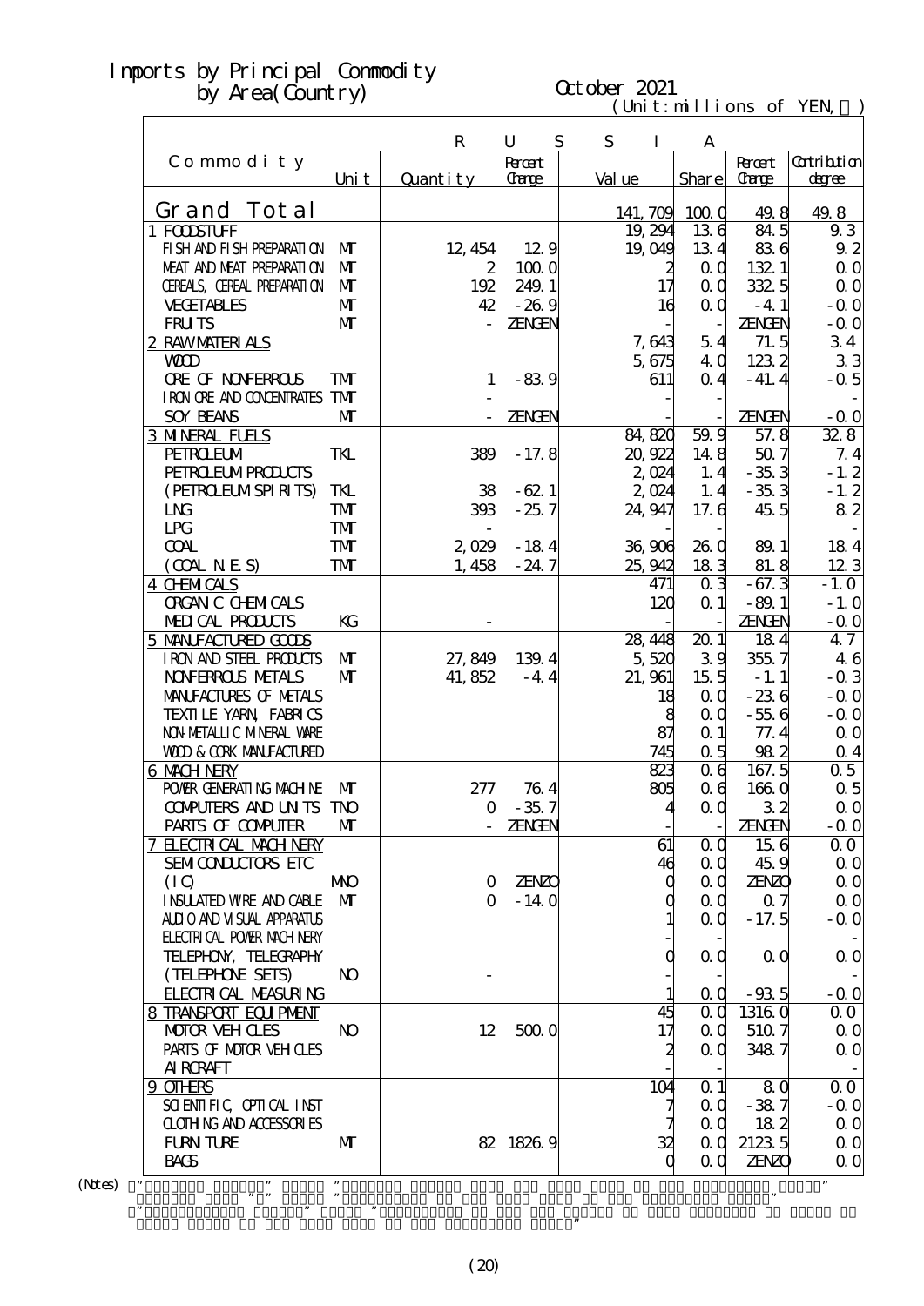# Imports by Principal Commodity by Area(Country)

October 2021

(Unit:millions of YEN,％)

| Commodity | R U S S I A | | | | | | |
|---|---|---|---|---|---|---|---|
| | Unit | Quantity | Percent Change | Value | Share | Percent Change | Contribution degree |
| Grand Total | | | | 141,709 | 100.0 | 49.8 | 49.8 |
| 1 FOODSTUFF | | | | 19,294 | 13.6 | 84.5 | 9.3 |
| FISH AND FISH PREPARATION | MT | 12,454 | 12.9 | 19,049 | 13.4 | 83.6 | 9.2 |
| MEAT AND MEAT PREPARATION | MT | 2 | 100.0 | 2 | 0.0 | 132.1 | 0.0 |
| CEREALS, CEREAL PREPARATION | MT | 192 | 249.1 | 17 | 0.0 | 332.5 | 0.0 |
| VEGETABLES | MT | 42 | -26.9 | 16 | 0.0 | -4.1 | -0.0 |
| FRUITS | MT | - | ZENGEN | - | - | ZENGEN | -0.0 |
| 2 RAW MATERIALS | | | | 7,643 | 5.4 | 71.5 | 3.4 |
| WOOD | | | | 5,675 | 4.0 | 123.2 | 3.3 |
| ORE OF NONFERROUS | TMT | 1 | -83.9 | 611 | 0.4 | -41.4 | -0.5 |
| IRON ORE AND CONCENTRATES | TMT | - | | - | - | | - |
| SOY BEANS | MT | - | ZENGEN | - | - | ZENGEN | -0.0 |
| 3 MINERAL FUELS | | | | 84,820 | 59.9 | 57.8 | 32.8 |
| PETROLEUM | TKL | 389 | -17.8 | 20,922 | 14.8 | 50.7 | 7.4 |
| PETROLEUM PRODUCTS | | | | 2,024 | 1.4 | -35.3 | -1.2 |
| (PETROLEUM SPIRITS) | TKL | 38 | -62.1 | 2,024 | 1.4 | -35.3 | -1.2 |
| LNG | TMT | 393 | -25.7 | 24,947 | 17.6 | 45.5 | 8.2 |
| LPG | TMT | - | | - | - | | - |
| COAL | TMT | 2,029 | -18.4 | 36,906 | 26.0 | 89.1 | 18.4 |
| (COAL N.E.S) | TMT | 1,458 | -24.7 | 25,942 | 18.3 | 81.8 | 12.3 |
| 4 CHEMICALS | | | | 471 | 0.3 | -67.3 | -1.0 |
| ORGANIC CHEMICALS | | | | 120 | 0.1 | -89.1 | -1.0 |
| MEDICAL PRODUCTS | KG | - | | - | - | ZENGEN | -0.0 |
| 5 MANUFACTURED GOODS | | | | 28,448 | 20.1 | 18.4 | 4.7 |
| IRON AND STEEL PRODUCTS | MT | 27,849 | 139.4 | 5,520 | 3.9 | 355.7 | 4.6 |
| NONFERROUS METALS | MT | 41,852 | -4.4 | 21,961 | 15.5 | -1.1 | -0.3 |
| MANUFACTURES OF METALS | | | | 18 | 0.0 | -23.6 | -0.0 |
| TEXTILE YARN, FABRICS | | | | 8 | 0.0 | -55.6 | -0.0 |
| NON-METALLIC MINERAL WARE | | | | 87 | 0.1 | 77.4 | 0.0 |
| WOOD & CORK MANUFACTURED | | | | 745 | 0.5 | 98.2 | 0.4 |
| 6 MACHINERY | | | | 823 | 0.6 | 167.5 | 0.5 |
| POWER GENERATING MACHINE | MT | 277 | 76.4 | 805 | 0.6 | 166.0 | 0.5 |
| COMPUTERS AND UNITS | TNO | 0 | -35.7 | 4 | 0.0 | 3.2 | 0.0 |
| PARTS OF COMPUTER | MT | - | ZENGEN | - | - | ZENGEN | -0.0 |
| 7 ELECTRICAL MACHINERY | | | | 61 | 0.0 | 15.6 | 0.0 |
| SEMICONDUCTORS ETC | | | | 46 | 0.0 | 45.9 | 0.0 |
| (IC) | MNO | 0 | ZENZO | 0 | 0.0 | ZENZO | 0.0 |
| INSULATED WIRE AND CABLE | MT | 0 | -14.0 | 0 | 0.0 | 0.7 | 0.0 |
| AUDIO AND VISUAL APPARATUS | | | | 1 | 0.0 | -17.5 | -0.0 |
| ELECTRICAL POWER MACHINERY | | | | - | - | | - |
| TELEPHONY, TELEGRAPHY | | | | 0 | 0.0 | 0.0 | 0.0 |
| (TELEPHONE SETS) | NO | - | | - | - | | - |
| ELECTRICAL MEASURING | | | | 1 | 0.0 | -93.5 | -0.0 |
| 8 TRANSPORT EQUIPMENT | | | | 45 | 0.0 | 1316.0 | 0.0 |
| MOTOR VEHICLES | NO | 12 | 500.0 | 17 | 0.0 | 510.7 | 0.0 |
| PARTS OF MOTOR VEHICLES | | | | 2 | 0.0 | 348.7 | 0.0 |
| AIRCRAFT | | | | - | - | | - |
| 9 OTHERS | | | | 104 | 0.1 | 8.0 | 0.0 |
| SCIENTIFIC, OPTICAL INST | | | | 7 | 0.0 | -38.7 | -0.0 |
| CLOTHING AND ACCESSORIES | | | | 7 | 0.0 | 18.2 | 0.0 |
| FURNITURE | MT | 82 | 1826.9 | 32 | 0.0 | 2123.5 | 0.0 |
| BAGS | | | | 0 | 0.0 | ZENZO | 0.0 |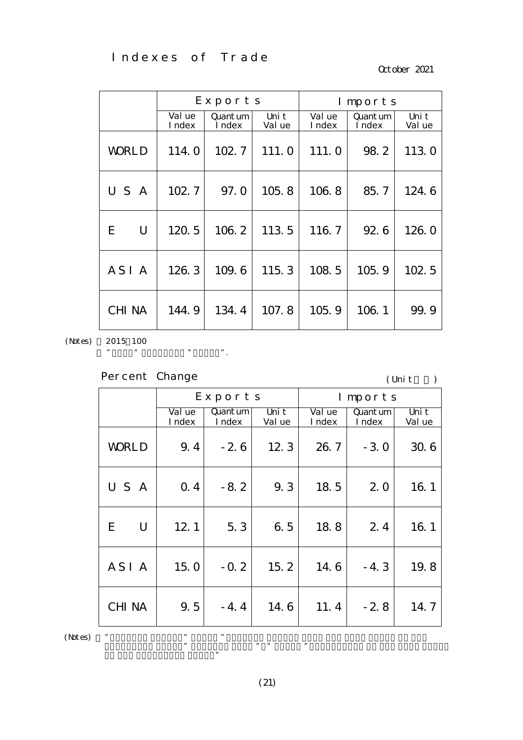# Indexes of Trade

October 2021

| | Exports | | | Imports | | |
|---|---|---|---|---|---|---|
| | Value Index | Quantum Index | Unit Value | Value Index | Quantum Index | Unit Value |
| WORLD | 114.0 | 102.7 | 111.0 | 111.0 | 98.2 | 113.0 |
| U S A | 102.7 | 97.0 | 105.8 | 106.8 | 85.7 | 124.6 |
| E U | 120.5 | 106.2 | 113.5 | 116.7 | 92.6 | 126.0 |
| A S I A | 126.3 | 109.6 | 115.3 | 108.5 | 105.9 | 102.5 |
| CHINA | 144.9 | 134.4 | 107.8 | 105.9 | 106.1 | 99.9 |

(Notes) 2015＝100

"□□□□□" □□□□□□□□□ "□□□□□□".

## Percent Change

(Unit □□)

| | Exports | | | Imports | | |
|---|---|---|---|---|---|---|
| | Value Index | Quantum Index | Unit Value | Value Index | Quantum Index | Unit Value |
| WORLD | 9.4 | -2.6 | 12.3 | 26.7 | -3.0 | 30.6 |
| U S A | 0.4 | -8.2 | 9.3 | 18.5 | 2.0 | 16.1 |
| E U | 12.1 | 5.3 | 6.5 | 18.8 | 2.4 | 16.1 |
| A S I A | 15.0 | -0.2 | 15.2 | 14.6 | -4.3 | 19.8 |
| CHINA | 9.5 | -4.4 | 14.6 | 11.4 | -2.8 | 14.7 |

(Notes) □ "□□□□□□□□□ □□□□□□□□" □□□□□□ "□□□□□□□□□ □□□□□□□□ □□□□□ □□□□ □□□□□ □□□□□□ □□ □□□□ □□□□□□□□□□□ □□□□□□" □□□□□□□□□ □□□□□ "□" □□□□□□ "□□□□□□□□□□□□ □□ □□□□ □□□□□ □□□□□□ □□ □□□□ □□□□□□□□□□□ □□□□□□"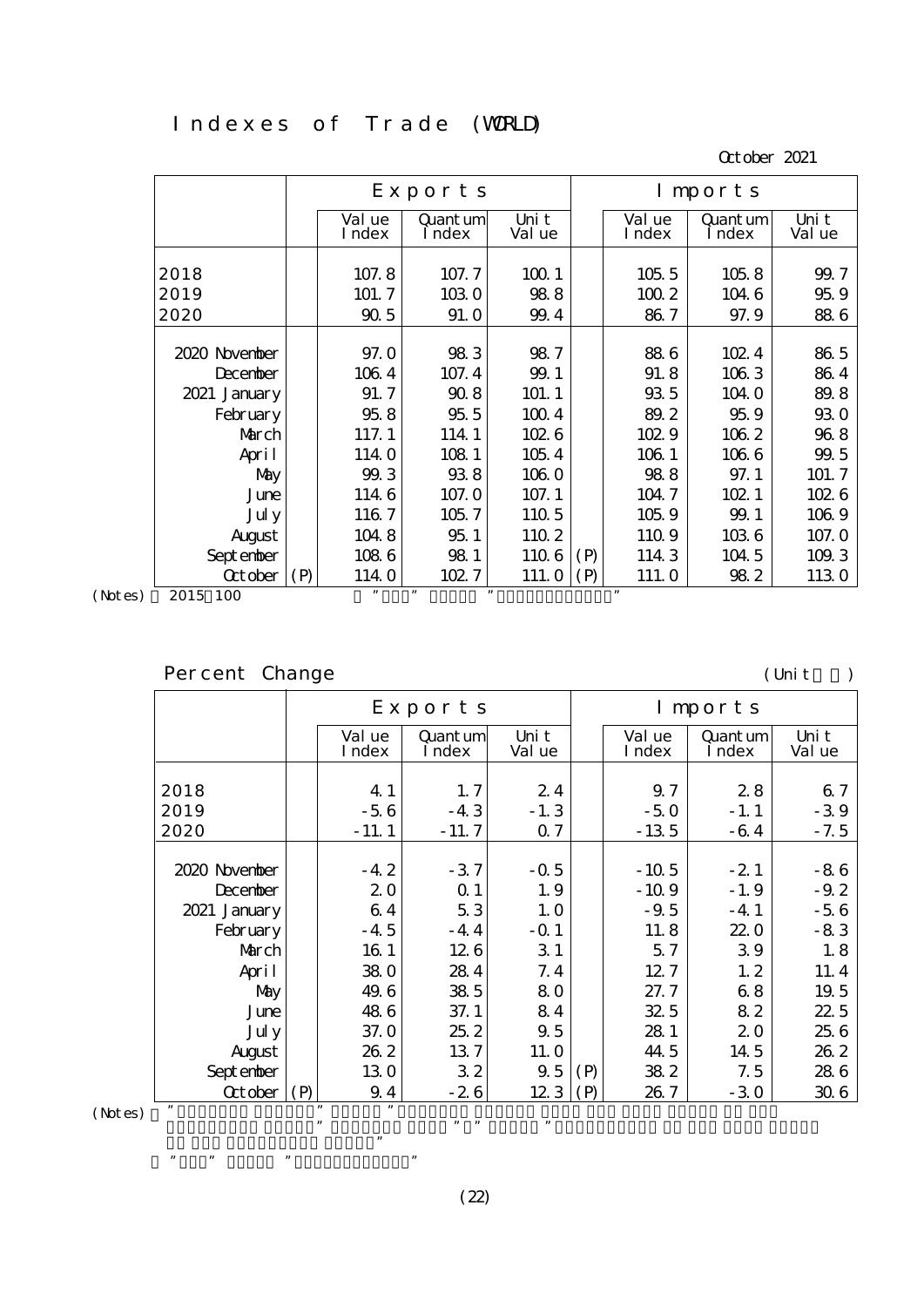# Indexes of Trade (WORLD)

October 2021

| | | Exports | | | | Imports | | |
|---|---|---|---|---|---|---|---|---|
| | | Value Index | Quantum Index | Unit Value | | Value Index | Quantum Index | Unit Value |
| 2018 | | 107.8 | 107.7 | 100.1 | | 105.5 | 105.8 | 99.7 |
| 2019 | | 101.7 | 103.0 | 98.8 | | 100.2 | 104.6 | 95.9 |
| 2020 | | 90.5 | 91.0 | 99.4 | | 86.7 | 97.9 | 88.6 |
| 2020 November | | 97.0 | 98.3 | 98.7 | | 88.6 | 102.4 | 86.5 |
| December | | 106.4 | 107.4 | 99.1 | | 91.8 | 106.3 | 86.4 |
| 2021 January | | 91.7 | 90.8 | 101.1 | | 93.5 | 104.0 | 89.8 |
| February | | 95.8 | 95.5 | 100.4 | | 89.2 | 95.9 | 93.0 |
| March | | 117.1 | 114.1 | 102.6 | | 102.9 | 106.2 | 96.8 |
| April | | 114.0 | 108.1 | 105.4 | | 106.1 | 106.6 | 99.5 |
| May | | 99.3 | 93.8 | 106.0 | | 98.8 | 97.1 | 101.7 |
| June | | 114.6 | 107.0 | 107.1 | | 104.7 | 102.1 | 102.6 |
| July | | 116.7 | 105.7 | 110.5 | | 105.9 | 99.1 | 106.9 |
| August | | 104.8 | 95.1 | 110.2 | | 110.9 | 103.6 | 107.0 |
| September | | 108.6 | 98.1 | 110.6 | (P) | 114.3 | 104.5 | 109.3 |
| October | (P) | 114.0 | 102.7 | 111.0 | (P) | 111.0 | 98.2 | 113.0 |

(Notes) 2015=100

## Percent Change

(Unit: %)

| | | Exports | | | | Imports | | |
|---|---|---|---|---|---|---|---|---|
| | | Value Index | Quantum Index | Unit Value | | Value Index | Quantum Index | Unit Value |
| 2018 | | 4.1 | 1.7 | 2.4 | | 9.7 | 2.8 | 6.7 |
| 2019 | | -5.6 | -4.3 | -1.3 | | -5.0 | -1.1 | -3.9 |
| 2020 | | -11.1 | -11.7 | 0.7 | | -13.5 | -6.4 | -7.5 |
| 2020 November | | -4.2 | -3.7 | -0.5 | | -10.5 | -2.1 | -8.6 |
| December | | 2.0 | 0.1 | 1.9 | | -10.9 | -1.9 | -9.2 |
| 2021 January | | 6.4 | 5.3 | 1.0 | | -9.5 | -4.1 | -5.6 |
| February | | -4.5 | -4.4 | -0.1 | | 11.8 | 22.0 | -8.3 |
| March | | 16.1 | 12.6 | 3.1 | | 5.7 | 3.9 | 1.8 |
| April | | 38.0 | 28.4 | 7.4 | | 12.7 | 1.2 | 11.4 |
| May | | 49.6 | 38.5 | 8.0 | | 27.7 | 6.8 | 19.5 |
| June | | 48.6 | 37.1 | 8.4 | | 32.5 | 8.2 | 22.5 |
| July | | 37.0 | 25.2 | 9.5 | | 28.1 | 2.0 | 25.6 |
| August | | 26.2 | 13.7 | 11.0 | | 44.5 | 14.5 | 26.2 |
| September | | 13.0 | 3.2 | 9.5 | (P) | 38.2 | 7.5 | 28.6 |
| October | (P) | 9.4 | -2.6 | 12.3 | (P) | 26.7 | -3.0 | 30.6 |

(Notes)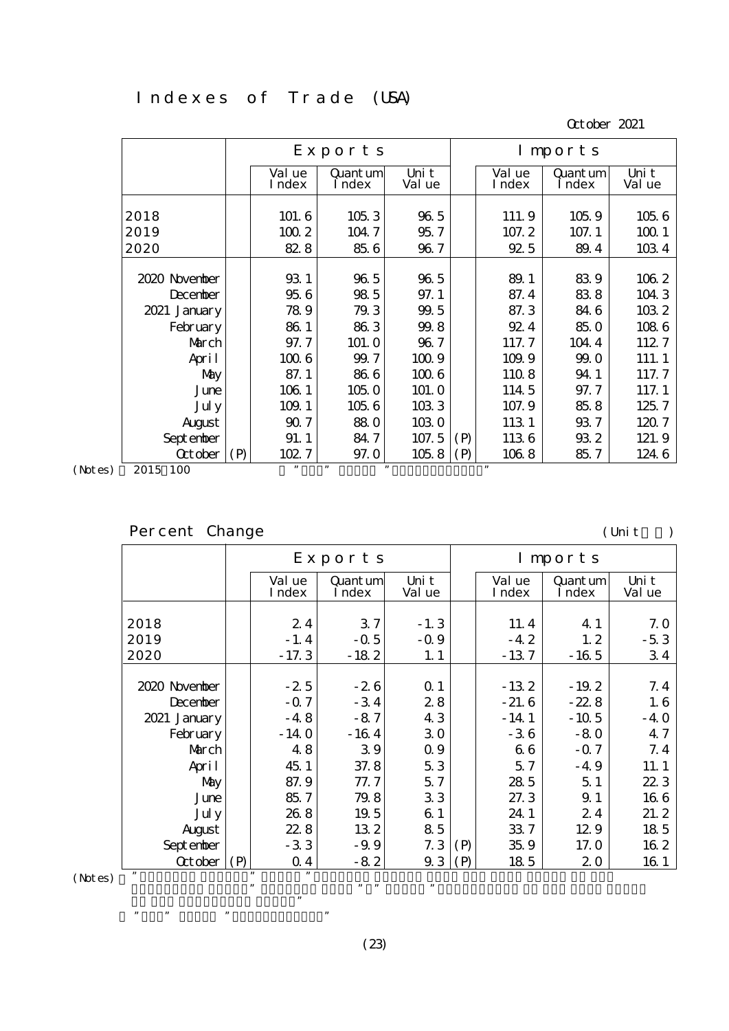# Indexes of Trade (USA)

October 2021

| | | Exports | | | | Imports | | |
|---|---|---|---|---|---|---|---|---|
| | | Value Index | Quantum Index | Unit Value | | Value Index | Quantum Index | Unit Value |
| 2018 | | 101.6 | 105.3 | 96.5 | | 111.9 | 105.9 | 105.6 |
| 2019 | | 100.2 | 104.7 | 95.7 | | 107.2 | 107.1 | 100.1 |
| 2020 | | 82.8 | 85.6 | 96.7 | | 92.5 | 89.4 | 103.4 |
| 2020 November | | 93.1 | 96.5 | 96.5 | | 89.1 | 83.9 | 106.2 |
| December | | 95.6 | 98.5 | 97.1 | | 87.4 | 83.8 | 104.3 |
| 2021 January | | 78.9 | 79.3 | 99.5 | | 87.3 | 84.6 | 103.2 |
| February | | 86.1 | 86.3 | 99.8 | | 92.4 | 85.0 | 108.6 |
| March | | 97.7 | 101.0 | 96.7 | | 117.7 | 104.4 | 112.7 |
| April | | 100.6 | 99.7 | 100.9 | | 109.9 | 99.0 | 111.1 |
| May | | 87.1 | 86.6 | 100.6 | | 110.8 | 94.1 | 117.7 |
| June | | 106.1 | 105.0 | 101.0 | | 114.5 | 97.7 | 117.1 |
| July | | 109.1 | 105.6 | 103.3 | | 107.9 | 85.8 | 125.7 |
| August | | 90.7 | 88.0 | 103.0 | | 113.1 | 93.7 | 120.7 |
| September | | 91.1 | 84.7 | 107.5 | (P) | 113.6 | 93.2 | 121.9 |
| October | (P) | 102.7 | 97.0 | 105.8 | (P) | 106.8 | 85.7 | 124.6 |

(Notes) 2015=100

## Percent Change

(Unit: %)

| | | Exports | | | | Imports | | |
|---|---|---|---|---|---|---|---|---|
| | | Value Index | Quantum Index | Unit Value | | Value Index | Quantum Index | Unit Value |
| 2018 | | 2.4 | 3.7 | -1.3 | | 11.4 | 4.1 | 7.0 |
| 2019 | | -1.4 | -0.5 | -0.9 | | -4.2 | 1.2 | -5.3 |
| 2020 | | -17.3 | -18.2 | 1.1 | | -13.7 | -16.5 | 3.4 |
| 2020 November | | -2.5 | -2.6 | 0.1 | | -13.2 | -19.2 | 7.4 |
| December | | -0.7 | -3.4 | 2.8 | | -21.6 | -22.8 | 1.6 |
| 2021 January | | -4.8 | -8.7 | 4.3 | | -14.1 | -10.5 | -4.0 |
| February | | -14.0 | -16.4 | 3.0 | | -3.6 | -8.0 | 4.7 |
| March | | 4.8 | 3.9 | 0.9 | | 6.6 | -0.7 | 7.4 |
| April | | 45.1 | 37.8 | 5.3 | | 5.7 | -4.9 | 11.1 |
| May | | 87.9 | 77.7 | 5.7 | | 28.5 | 5.1 | 22.3 |
| June | | 85.7 | 79.8 | 3.3 | | 27.3 | 9.1 | 16.6 |
| July | | 26.8 | 19.5 | 6.1 | | 24.1 | 2.4 | 21.2 |
| August | | 22.8 | 13.2 | 8.5 | | 33.7 | 12.9 | 18.5 |
| September | | -3.3 | -9.9 | 7.3 | (P) | 35.9 | 17.0 | 16.2 |
| October | (P) | 0.4 | -8.2 | 9.3 | (P) | 18.5 | 2.0 | 16.1 |

(Notes)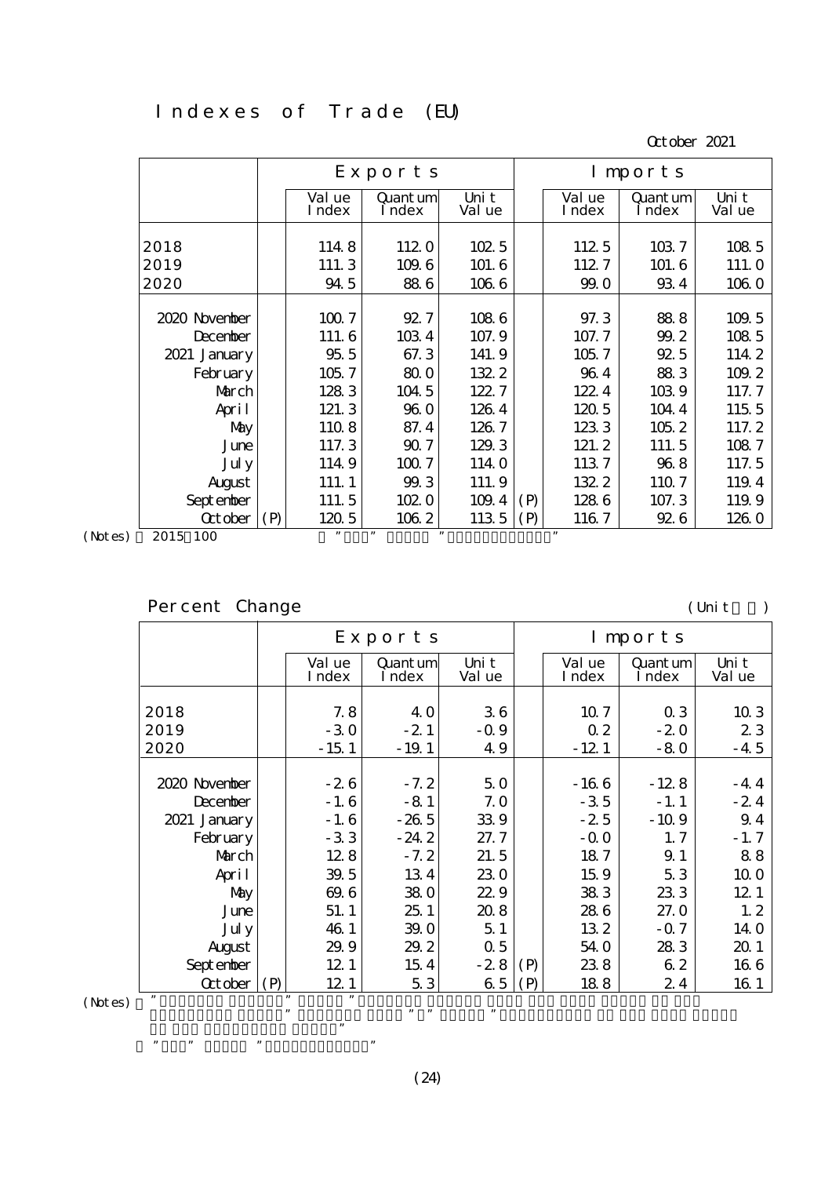# Indexes of Trade (EU)

October 2021

| | | Exports | | | | Imports | | |
|---|---|---|---|---|---|---|---|---|
| | | Value Index | Quantum Index | Unit Value | | Value Index | Quantum Index | Unit Value |
| 2018 | | 114.8 | 112.0 | 102.5 | | 112.5 | 103.7 | 108.5 |
| 2019 | | 111.3 | 109.6 | 101.6 | | 112.7 | 101.6 | 111.0 |
| 2020 | | 94.5 | 88.6 | 106.6 | | 99.0 | 93.4 | 106.0 |
| 2020 November | | 100.7 | 92.7 | 108.6 | | 97.3 | 88.8 | 109.5 |
| December | | 111.6 | 103.4 | 107.9 | | 107.7 | 99.2 | 108.5 |
| 2021 January | | 95.5 | 67.3 | 141.9 | | 105.7 | 92.5 | 114.2 |
| February | | 105.7 | 80.0 | 132.2 | | 96.4 | 88.3 | 109.2 |
| March | | 128.3 | 104.5 | 122.7 | | 122.4 | 103.9 | 117.7 |
| April | | 121.3 | 96.0 | 126.4 | | 120.5 | 104.4 | 115.5 |
| May | | 110.8 | 87.4 | 126.7 | | 123.3 | 105.2 | 117.2 |
| June | | 117.3 | 90.7 | 129.3 | | 121.2 | 111.5 | 108.7 |
| July | | 114.9 | 100.7 | 114.0 | | 113.7 | 96.8 | 117.5 |
| August | | 111.1 | 99.3 | 111.9 | | 132.2 | 110.7 | 119.4 |
| September | | 111.5 | 102.0 | 109.4 | (P) | 128.6 | 107.3 | 119.9 |
| October | (P) | 120.5 | 106.2 | 113.5 | (P) | 116.7 | 92.6 | 126.0 |

(Notes) 2015=100

## Percent Change

(Unit %)

| | | Exports | | | | Imports | | |
|---|---|---|---|---|---|---|---|---|
| | | Value Index | Quantum Index | Unit Value | | Value Index | Quantum Index | Unit Value |
| 2018 | | 7.8 | 4.0 | 3.6 | | 10.7 | 0.3 | 10.3 |
| 2019 | | -3.0 | -2.1 | -0.9 | | 0.2 | -2.0 | 2.3 |
| 2020 | | -15.1 | -19.1 | 4.9 | | -12.1 | -8.0 | -4.5 |
| 2020 November | | -2.6 | -7.2 | 5.0 | | -16.6 | -12.8 | -4.4 |
| December | | -1.6 | -8.1 | 7.0 | | -3.5 | -1.1 | -2.4 |
| 2021 January | | -1.6 | -26.5 | 33.9 | | -2.5 | -10.9 | 9.4 |
| February | | -3.3 | -24.2 | 27.7 | | -0.0 | 1.7 | -1.7 |
| March | | 12.8 | -7.2 | 21.5 | | 18.7 | 9.1 | 8.8 |
| April | | 39.5 | 13.4 | 23.0 | | 15.9 | 5.3 | 10.0 |
| May | | 69.6 | 38.0 | 22.9 | | 38.3 | 23.3 | 12.1 |
| June | | 51.1 | 25.1 | 20.8 | | 28.6 | 27.0 | 1.2 |
| July | | 46.1 | 39.0 | 5.1 | | 13.2 | -0.7 | 14.0 |
| August | | 29.9 | 29.2 | 0.5 | | 54.0 | 28.3 | 20.1 |
| September | | 12.1 | 15.4 | -2.8 | (P) | 23.8 | 6.2 | 16.6 |
| October | (P) | 12.1 | 5.3 | 6.5 | (P) | 18.8 | 2.4 | 16.1 |

(Notes)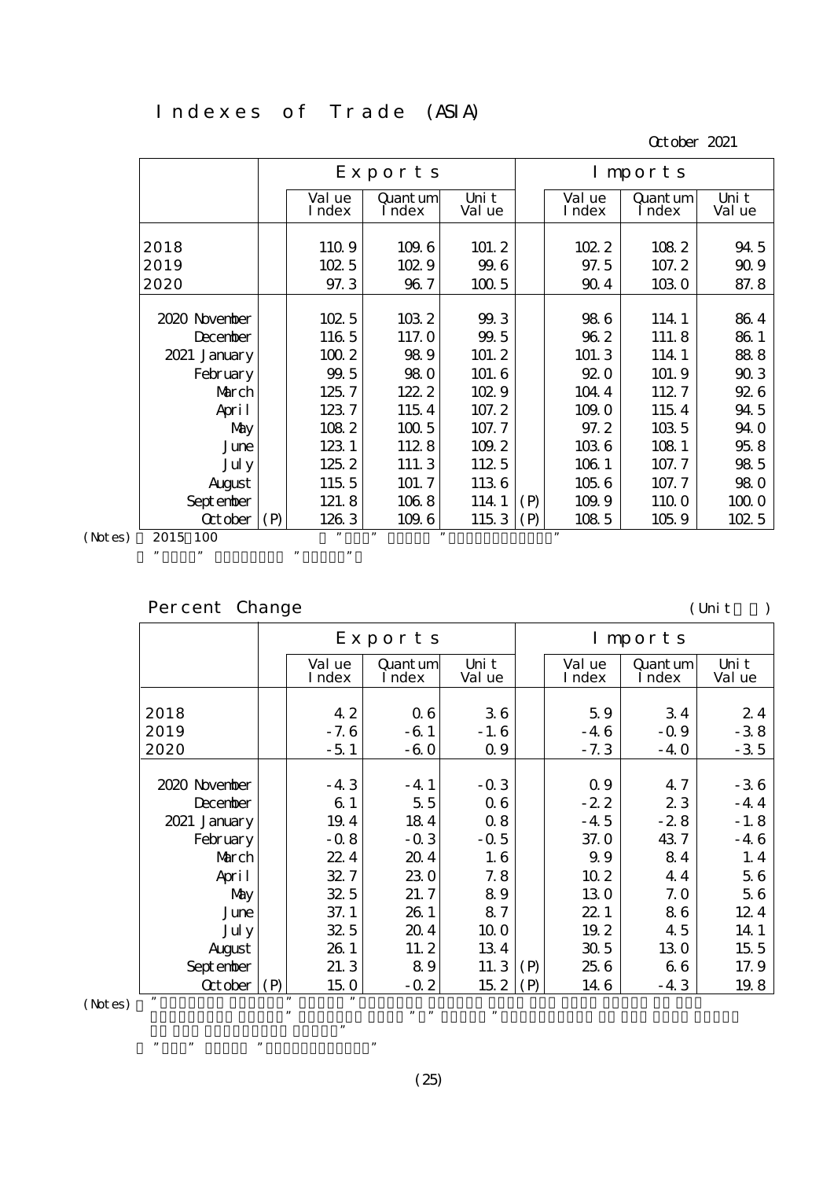# Indexes of Trade (ASIA)

October 2021

| | | Exports | | | | Imports | | |
|---|---|---|---|---|---|---|---|---|
| | | Value Index | Quantum Index | Unit Value | | Value Index | Quantum Index | Unit Value |
| 2018 | | 110.9 | 109.6 | 101.2 | | 102.2 | 108.2 | 94.5 |
| 2019 | | 102.5 | 102.9 | 99.6 | | 97.5 | 107.2 | 90.9 |
| 2020 | | 97.3 | 96.7 | 100.5 | | 90.4 | 103.0 | 87.8 |
| 2020 November | | 102.5 | 103.2 | 99.3 | | 98.6 | 114.1 | 86.4 |
| December | | 116.5 | 117.0 | 99.5 | | 96.2 | 111.8 | 86.1 |
| 2021 January | | 100.2 | 98.9 | 101.2 | | 101.3 | 114.1 | 88.8 |
| February | | 99.5 | 98.0 | 101.6 | | 92.0 | 101.9 | 90.3 |
| March | | 125.7 | 122.2 | 102.9 | | 104.4 | 112.7 | 92.6 |
| April | | 123.7 | 115.4 | 107.2 | | 109.0 | 115.4 | 94.5 |
| May | | 108.2 | 100.5 | 107.7 | | 97.2 | 103.5 | 94.0 |
| June | | 123.1 | 112.8 | 109.2 | | 103.6 | 108.1 | 95.8 |
| July | | 125.2 | 111.3 | 112.5 | | 106.1 | 107.7 | 98.5 |
| August | | 115.5 | 101.7 | 113.6 | | 105.6 | 107.7 | 98.0 |
| September | | 121.8 | 106.8 | 114.1 | (P) | 109.9 | 110.0 | 100.0 |
| October | (P) | 126.3 | 109.6 | 115.3 | (P) | 108.5 | 105.9 | 102.5 |

(Notes) 2015=100

## Percent Change

(Unit %)

| | | Exports | | | | Imports | | |
|---|---|---|---|---|---|---|---|---|
| | | Value Index | Quantum Index | Unit Value | | Value Index | Quantum Index | Unit Value |
| 2018 | | 4.2 | 0.6 | 3.6 | | 5.9 | 3.4 | 2.4 |
| 2019 | | -7.6 | -6.1 | -1.6 | | -4.6 | -0.9 | -3.8 |
| 2020 | | -5.1 | -6.0 | 0.9 | | -7.3 | -4.0 | -3.5 |
| 2020 November | | -4.3 | -4.1 | -0.3 | | 0.9 | 4.7 | -3.6 |
| December | | 6.1 | 5.5 | 0.6 | | -2.2 | 2.3 | -4.4 |
| 2021 January | | 19.4 | 18.4 | 0.8 | | -4.5 | -2.8 | -1.8 |
| February | | -0.8 | -0.3 | -0.5 | | 37.0 | 43.7 | -4.6 |
| March | | 22.4 | 20.4 | 1.6 | | 9.9 | 8.4 | 1.4 |
| April | | 32.7 | 23.0 | 7.8 | | 10.2 | 4.4 | 5.6 |
| May | | 32.5 | 21.7 | 8.9 | | 13.0 | 7.0 | 5.6 |
| June | | 37.1 | 26.1 | 8.7 | | 22.1 | 8.6 | 12.4 |
| July | | 32.5 | 20.4 | 10.0 | | 19.2 | 4.5 | 14.1 |
| August | | 26.1 | 11.2 | 13.4 | | 30.5 | 13.0 | 15.5 |
| September | | 21.3 | 8.9 | 11.3 | (P) | 25.6 | 6.6 | 17.9 |
| October | (P) | 15.0 | -0.2 | 15.2 | (P) | 14.6 | -4.3 | 19.8 |

(Notes)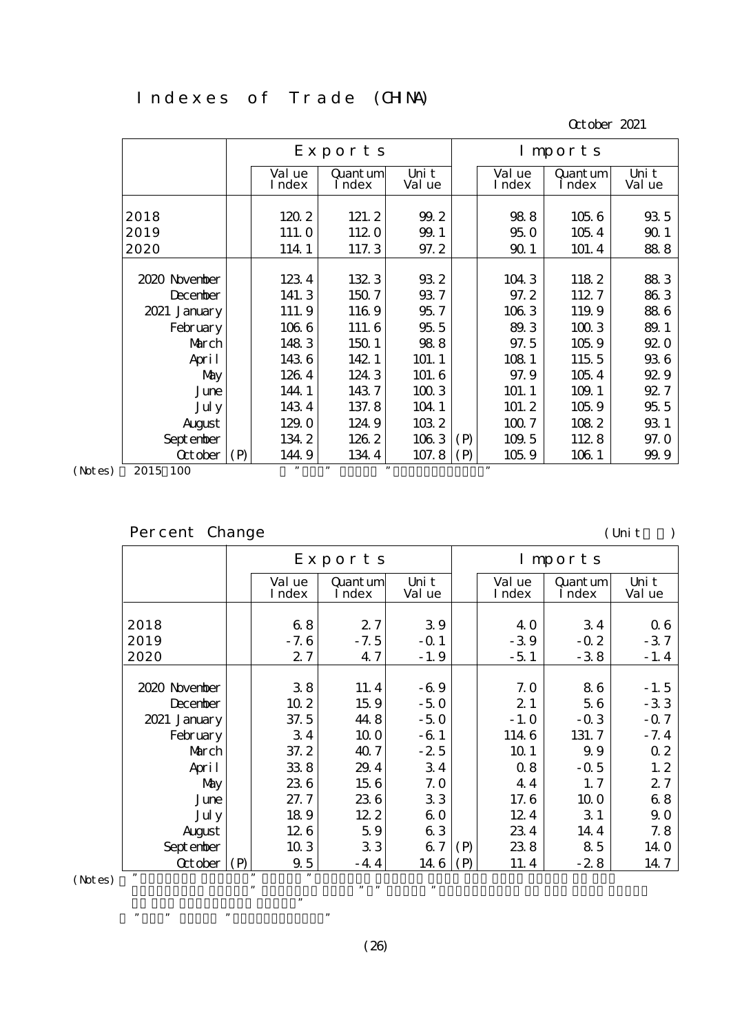# Indexes of Trade (CHINA)

October 2021

| | | Exports | | | | Imports | | |
|---|---|---|---|---|---|---|---|---|
| | | Value Index | Quantum Index | Unit Value | | Value Index | Quantum Index | Unit Value |
| 2018 | | 120.2 | 121.2 | 99.2 | | 98.8 | 105.6 | 93.5 |
| 2019 | | 111.0 | 112.0 | 99.1 | | 95.0 | 105.4 | 90.1 |
| 2020 | | 114.1 | 117.3 | 97.2 | | 90.1 | 101.4 | 88.8 |
| 2020 November | | 123.4 | 132.3 | 93.2 | | 104.3 | 118.2 | 88.3 |
| December | | 141.3 | 150.7 | 93.7 | | 97.2 | 112.7 | 86.3 |
| 2021 January | | 111.9 | 116.9 | 95.7 | | 106.3 | 119.9 | 88.6 |
| February | | 106.6 | 111.6 | 95.5 | | 89.3 | 100.3 | 89.1 |
| March | | 148.3 | 150.1 | 98.8 | | 97.5 | 105.9 | 92.0 |
| April | | 143.6 | 142.1 | 101.1 | | 108.1 | 115.5 | 93.6 |
| May | | 126.4 | 124.3 | 101.6 | | 97.9 | 105.4 | 92.9 |
| June | | 144.1 | 143.7 | 100.3 | | 101.1 | 109.1 | 92.7 |
| July | | 143.4 | 137.8 | 104.1 | | 101.2 | 105.9 | 95.5 |
| August | | 129.0 | 124.9 | 103.2 | | 100.7 | 108.2 | 93.1 |
| September | | 134.2 | 126.2 | 106.3 | (P) | 109.5 | 112.8 | 97.0 |
| October | (P) | 144.9 | 134.4 | 107.8 | (P) | 105.9 | 106.1 | 99.9 |

(Notes) 2015=100

## Percent Change

(Unit：%)

| | | Exports | | | | Imports | | |
|---|---|---|---|---|---|---|---|---|
| | | Value Index | Quantum Index | Unit Value | | Value Index | Quantum Index | Unit Value |
| 2018 | | 6.8 | 2.7 | 3.9 | | 4.0 | 3.4 | 0.6 |
| 2019 | | -7.6 | -7.5 | -0.1 | | -3.9 | -0.2 | -3.7 |
| 2020 | | 2.7 | 4.7 | -1.9 | | -5.1 | -3.8 | -1.4 |
| 2020 November | | 3.8 | 11.4 | -6.9 | | 7.0 | 8.6 | -1.5 |
| December | | 10.2 | 15.9 | -5.0 | | 2.1 | 5.6 | -3.3 |
| 2021 January | | 37.5 | 44.8 | -5.0 | | -1.0 | -0.3 | -0.7 |
| February | | 3.4 | 10.0 | -6.1 | | 114.6 | 131.7 | -7.4 |
| March | | 37.2 | 40.7 | -2.5 | | 10.1 | 9.9 | 0.2 |
| April | | 33.8 | 29.4 | 3.4 | | 0.8 | -0.5 | 1.2 |
| May | | 23.6 | 15.6 | 7.0 | | 4.4 | 1.7 | 2.7 |
| June | | 27.7 | 23.6 | 3.3 | | 17.6 | 10.0 | 6.8 |
| July | | 18.9 | 12.2 | 6.0 | | 12.4 | 3.1 | 9.0 |
| August | | 12.6 | 5.9 | 6.3 | | 23.4 | 14.4 | 7.8 |
| September | | 10.3 | 3.3 | 6.7 | (P) | 23.8 | 8.5 | 14.0 |
| October | (P) | 9.5 | -4.4 | 14.6 | (P) | 11.4 | -2.8 | 14.7 |